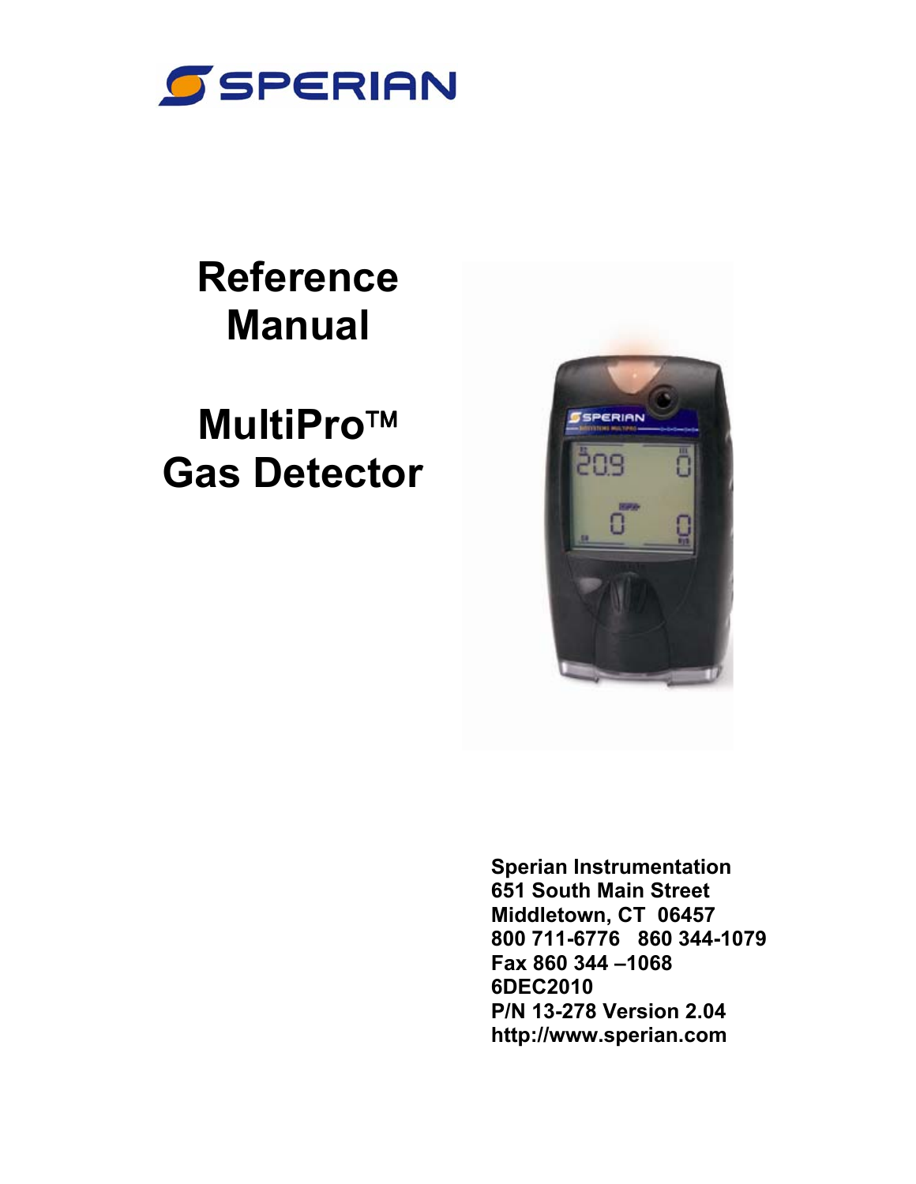SPERIAN

# Reference Manual

# MultiPro™ Gas Detector

**Sperian Instrumentation**
**651 South Main Street**
**Middletown, CT 06457**
**800 711-6776 860 344-1079**
**Fax 860 344 –1068**
**6DEC2010**
**P/N 13-278 Version 2.04**
**http://www.sperian.com**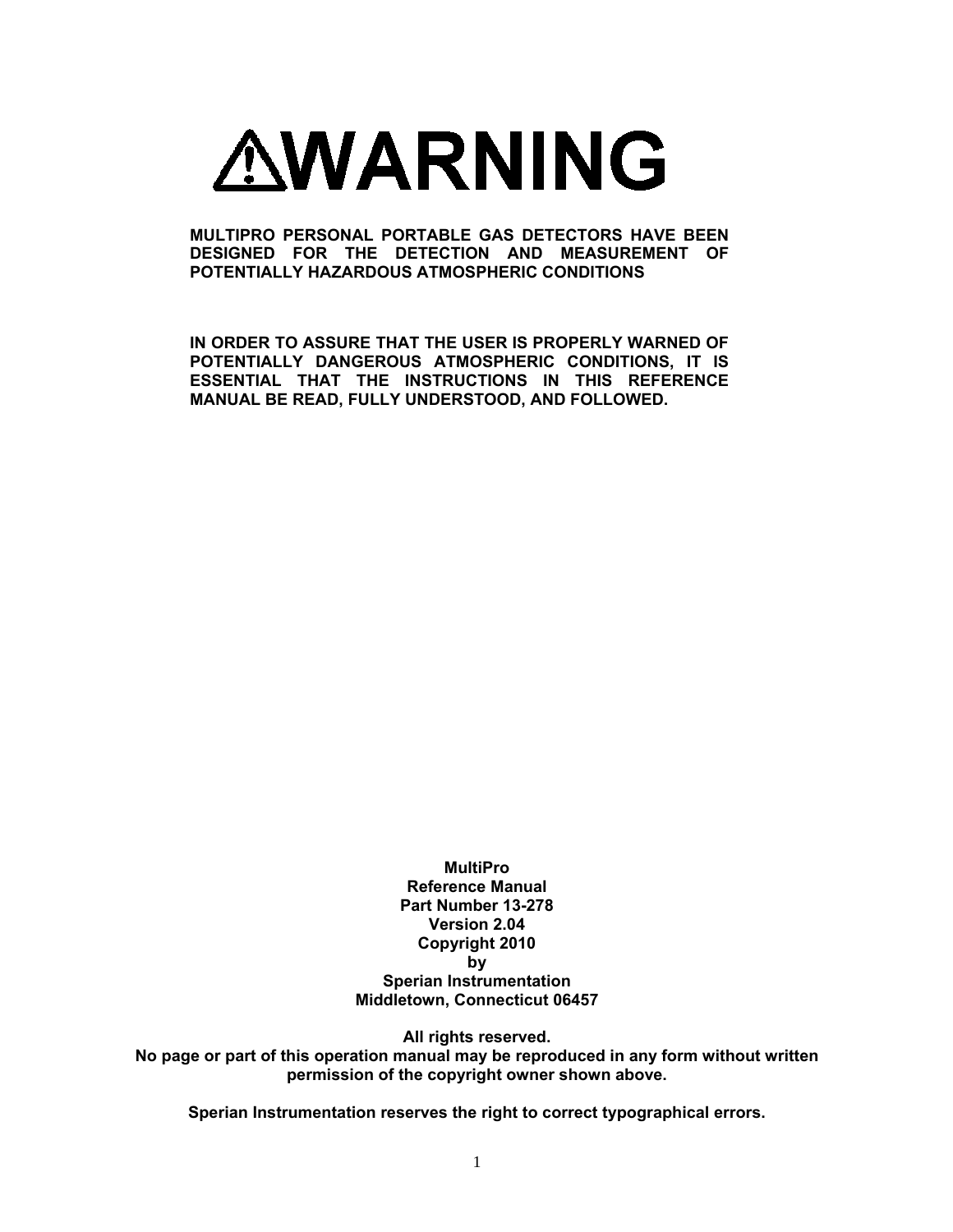# ⚠WARNING

**MULTIPRO PERSONAL PORTABLE GAS DETECTORS HAVE BEEN DESIGNED FOR THE DETECTION AND MEASUREMENT OF POTENTIALLY HAZARDOUS ATMOSPHERIC CONDITIONS**

**IN ORDER TO ASSURE THAT THE USER IS PROPERLY WARNED OF POTENTIALLY DANGEROUS ATMOSPHERIC CONDITIONS, IT IS ESSENTIAL THAT THE INSTRUCTIONS IN THIS REFERENCE MANUAL BE READ, FULLY UNDERSTOOD, AND FOLLOWED.**

**MultiPro**
**Reference Manual**
**Part Number 13-278**
**Version 2.04**
**Copyright 2010**
**by**
**Sperian Instrumentation**
**Middletown, Connecticut 06457**

**All rights reserved.**
**No page or part of this operation manual may be reproduced in any form without written permission of the copyright owner shown above.**

**Sperian Instrumentation reserves the right to correct typographical errors.**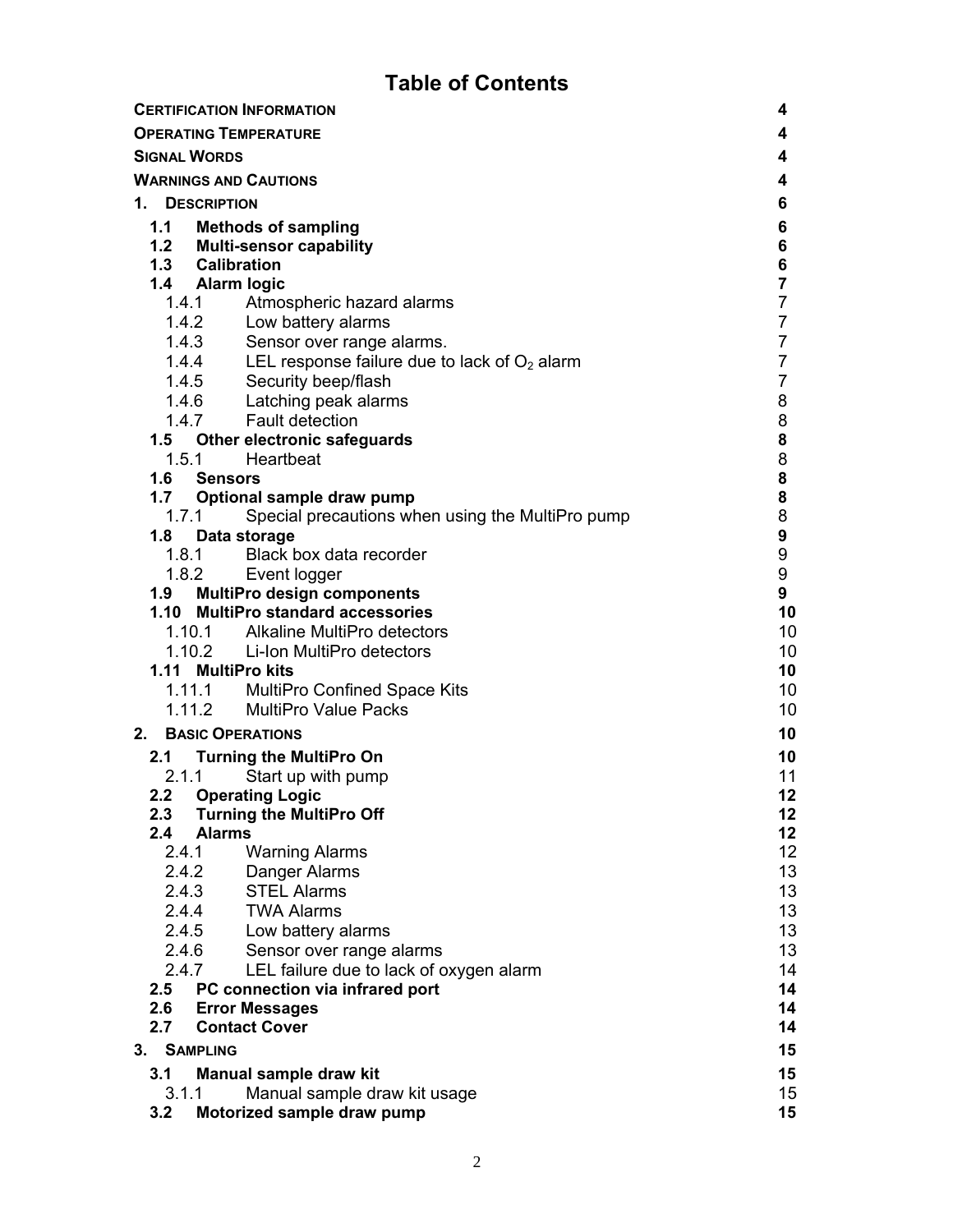# Table of Contents

| | |
|---|---|
| **CERTIFICATION INFORMATION** | **4** |
| **OPERATING TEMPERATURE** | **4** |
| **SIGNAL WORDS** | **4** |
| **WARNINGS AND CAUTIONS** | **4** |
| **1. DESCRIPTION** | **6** |
| **1.1 Methods of sampling** | **6** |
| **1.2 Multi-sensor capability** | **6** |
| **1.3 Calibration** | **6** |
| **1.4 Alarm logic** | **7** |
| 1.4.1 Atmospheric hazard alarms | 7 |
| 1.4.2 Low battery alarms | 7 |
| 1.4.3 Sensor over range alarms. | 7 |
| 1.4.4 LEL response failure due to lack of $O_2$ alarm | 7 |
| 1.4.5 Security beep/flash | 7 |
| 1.4.6 Latching peak alarms | 8 |
| 1.4.7 Fault detection | 8 |
| **1.5 Other electronic safeguards** | **8** |
| 1.5.1 Heartbeat | 8 |
| **1.6 Sensors** | **8** |
| **1.7 Optional sample draw pump** | **8** |
| 1.7.1 Special precautions when using the MultiPro pump | 8 |
| **1.8 Data storage** | **9** |
| 1.8.1 Black box data recorder | 9 |
| 1.8.2 Event logger | 9 |
| **1.9 MultiPro design components** | **9** |
| **1.10 MultiPro standard accessories** | **10** |
| 1.10.1 Alkaline MultiPro detectors | 10 |
| 1.10.2 Li-Ion MultiPro detectors | 10 |
| **1.11 MultiPro kits** | **10** |
| 1.11.1 MultiPro Confined Space Kits | 10 |
| 1.11.2 MultiPro Value Packs | 10 |
| **2. BASIC OPERATIONS** | **10** |
| **2.1 Turning the MultiPro On** | **10** |
| 2.1.1 Start up with pump | 11 |
| **2.2 Operating Logic** | **12** |
| **2.3 Turning the MultiPro Off** | **12** |
| **2.4 Alarms** | **12** |
| 2.4.1 Warning Alarms | 12 |
| 2.4.2 Danger Alarms | 13 |
| 2.4.3 STEL Alarms | 13 |
| 2.4.4 TWA Alarms | 13 |
| 2.4.5 Low battery alarms | 13 |
| 2.4.6 Sensor over range alarms | 13 |
| 2.4.7 LEL failure due to lack of oxygen alarm | 14 |
| **2.5 PC connection via infrared port** | **14** |
| **2.6 Error Messages** | **14** |
| **2.7 Contact Cover** | **14** |
| **3. SAMPLING** | **15** |
| **3.1 Manual sample draw kit** | **15** |
| 3.1.1 Manual sample draw kit usage | 15 |
| **3.2 Motorized sample draw pump** | **15** |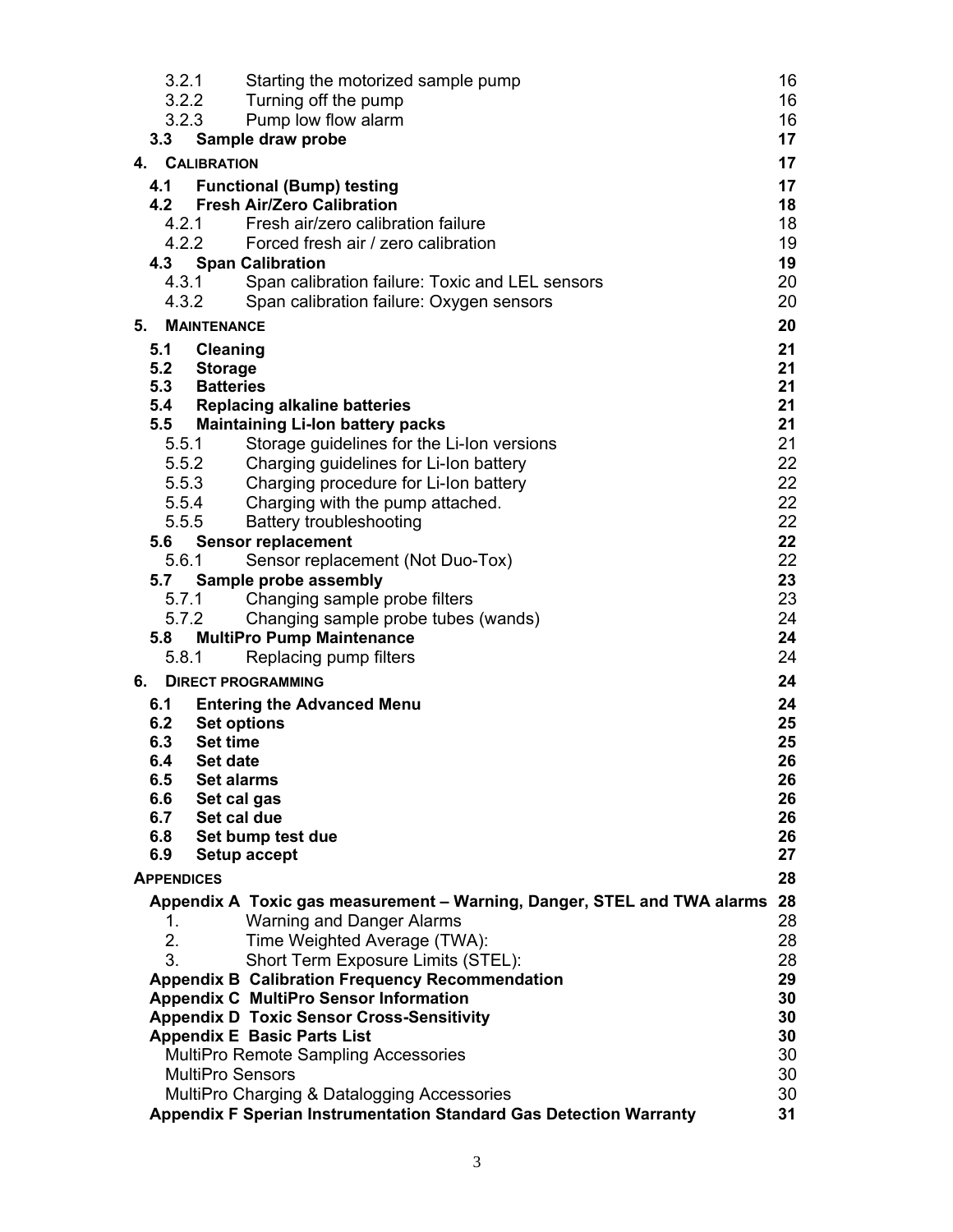| | | |
|---|---|---|
| 3.2.1 | Starting the motorized sample pump | 16 |
| 3.2.2 | Turning off the pump | 16 |
| 3.2.3 | Pump low flow alarm | 16 |
| **3.3** | **Sample draw probe** | **17** |
| **4.** | **CALIBRATION** | **17** |
| **4.1** | **Functional (Bump) testing** | **17** |
| **4.2** | **Fresh Air/Zero Calibration** | **18** |
| 4.2.1 | Fresh air/zero calibration failure | 18 |
| 4.2.2 | Forced fresh air / zero calibration | 19 |
| **4.3** | **Span Calibration** | **19** |
| 4.3.1 | Span calibration failure: Toxic and LEL sensors | 20 |
| 4.3.2 | Span calibration failure: Oxygen sensors | 20 |
| **5.** | **MAINTENANCE** | **20** |
| **5.1** | **Cleaning** | **21** |
| **5.2** | **Storage** | **21** |
| **5.3** | **Batteries** | **21** |
| **5.4** | **Replacing alkaline batteries** | **21** |
| **5.5** | **Maintaining Li-Ion battery packs** | **21** |
| 5.5.1 | Storage guidelines for the Li-Ion versions | 21 |
| 5.5.2 | Charging guidelines for Li-Ion battery | 22 |
| 5.5.3 | Charging procedure for Li-Ion battery | 22 |
| 5.5.4 | Charging with the pump attached. | 22 |
| 5.5.5 | Battery troubleshooting | 22 |
| **5.6** | **Sensor replacement** | **22** |
| 5.6.1 | Sensor replacement (Not Duo-Tox) | 22 |
| **5.7** | **Sample probe assembly** | **23** |
| 5.7.1 | Changing sample probe filters | 23 |
| 5.7.2 | Changing sample probe tubes (wands) | 24 |
| **5.8** | **MultiPro Pump Maintenance** | **24** |
| 5.8.1 | Replacing pump filters | 24 |
| **6.** | **DIRECT PROGRAMMING** | **24** |
| **6.1** | **Entering the Advanced Menu** | **24** |
| **6.2** | **Set options** | **25** |
| **6.3** | **Set time** | **25** |
| **6.4** | **Set date** | **26** |
| **6.5** | **Set alarms** | **26** |
| **6.6** | **Set cal gas** | **26** |
| **6.7** | **Set cal due** | **26** |
| **6.8** | **Set bump test due** | **26** |
| **6.9** | **Setup accept** | **27** |
| **APPENDICES** | | **28** |
| **Appendix A** | **Toxic gas measurement – Warning, Danger, STEL and TWA alarms** | **28** |
| 1. | Warning and Danger Alarms | 28 |
| 2. | Time Weighted Average (TWA): | 28 |
| 3. | Short Term Exposure Limits (STEL): | 28 |
| **Appendix B** | **Calibration Frequency Recommendation** | **29** |
| **Appendix C** | **MultiPro Sensor Information** | **30** |
| **Appendix D** | **Toxic Sensor Cross-Sensitivity** | **30** |
| **Appendix E** | **Basic Parts List** | **30** |
| | MultiPro Remote Sampling Accessories | 30 |
| | MultiPro Sensors | 30 |
| | MultiPro Charging & Datalogging Accessories | 30 |
| **Appendix F** | **Sperian Instrumentation Standard Gas Detection Warranty** | **31** |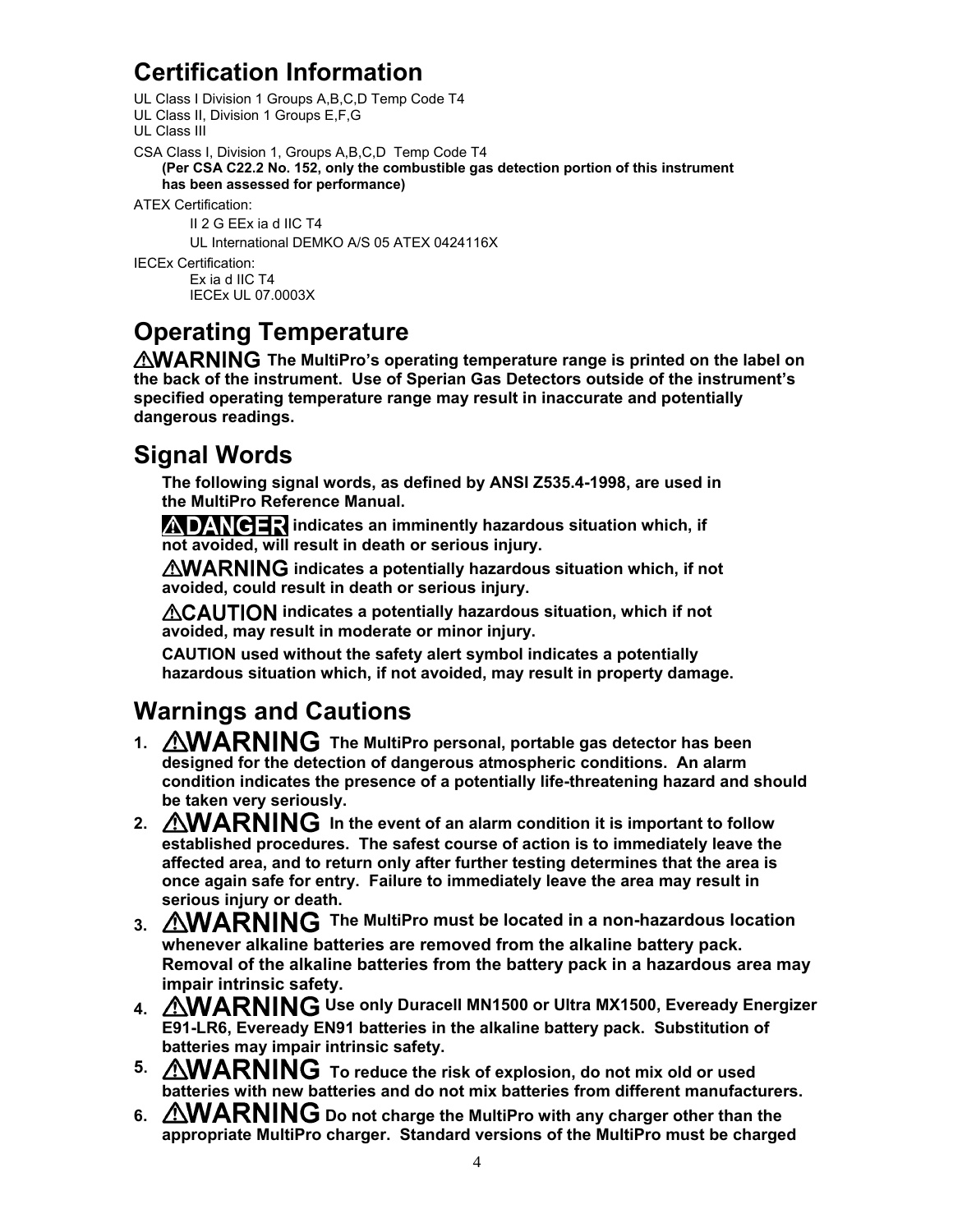## Certification Information

UL Class I Division 1 Groups A,B,C,D Temp Code T4
UL Class II, Division 1 Groups E,F,G
UL Class III

CSA Class I, Division 1, Groups A,B,C,D Temp Code T4
**(Per CSA C22.2 No. 152, only the combustible gas detection portion of this instrument has been assessed for performance)**

ATEX Certification:
II 2 G EEx ia d IIC T4
UL International DEMKO A/S 05 ATEX 0424116X

IECEx Certification:
Ex ia d IIC T4
IECEx UL 07.0003X

## Operating Temperature

⚠WARNING **The MultiPro's operating temperature range is printed on the label on the back of the instrument. Use of Sperian Gas Detectors outside of the instrument's specified operating temperature range may result in inaccurate and potentially dangerous readings.**

## Signal Words

**The following signal words, as defined by ANSI Z535.4-1998, are used in the MultiPro Reference Manual.**

⚠DANGER **indicates an imminently hazardous situation which, if not avoided, will result in death or serious injury.**

⚠WARNING **indicates a potentially hazardous situation which, if not avoided, could result in death or serious injury.**

⚠CAUTION **indicates a potentially hazardous situation, which if not avoided, may result in moderate or minor injury.**

**CAUTION used without the safety alert symbol indicates a potentially hazardous situation which, if not avoided, may result in property damage.**

## Warnings and Cautions

1. ⚠WARNING **The MultiPro personal, portable gas detector has been designed for the detection of dangerous atmospheric conditions. An alarm condition indicates the presence of a potentially life-threatening hazard and should be taken very seriously.**
2. ⚠WARNING **In the event of an alarm condition it is important to follow established procedures. The safest course of action is to immediately leave the affected area, and to return only after further testing determines that the area is once again safe for entry. Failure to immediately leave the area may result in serious injury or death.**
3. ⚠WARNING **The MultiPro must be located in a non-hazardous location whenever alkaline batteries are removed from the alkaline battery pack. Removal of the alkaline batteries from the battery pack in a hazardous area may impair intrinsic safety.**
4. ⚠WARNING **Use only Duracell MN1500 or Ultra MX1500, Eveready Energizer E91-LR6, Eveready EN91 batteries in the alkaline battery pack. Substitution of batteries may impair intrinsic safety.**
5. ⚠WARNING **To reduce the risk of explosion, do not mix old or used batteries with new batteries and do not mix batteries from different manufacturers.**
6. ⚠WARNING **Do not charge the MultiPro with any charger other than the appropriate MultiPro charger. Standard versions of the MultiPro must be charged**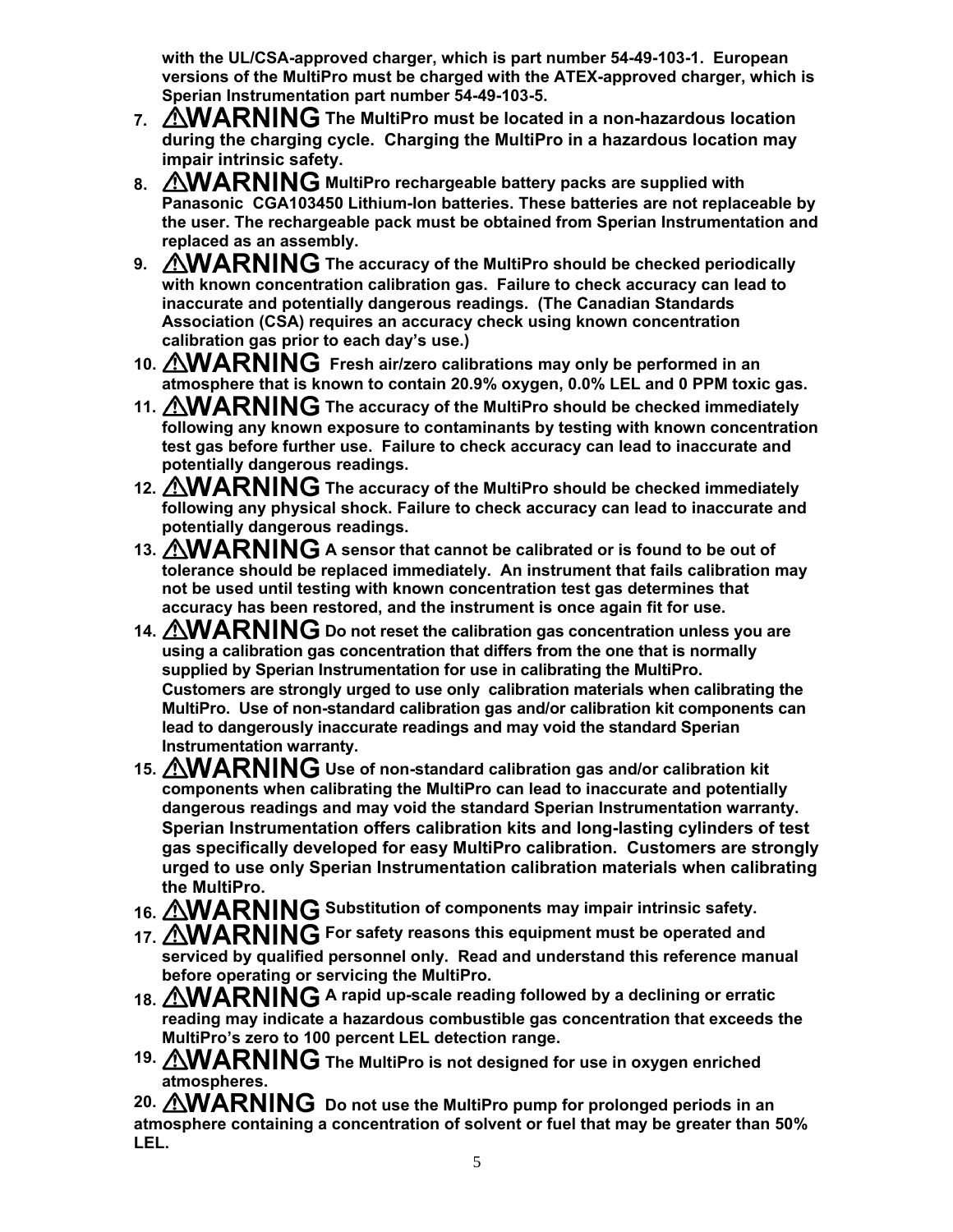**with the UL/CSA-approved charger, which is part number 54-49-103-1. European versions of the MultiPro must be charged with the ATEX-approved charger, which is Sperian Instrumentation part number 54-49-103-5.**

7. ⚠**WARNING** **The MultiPro must be located in a non-hazardous location during the charging cycle. Charging the MultiPro in a hazardous location may impair intrinsic safety.**
8. ⚠**WARNING** **MultiPro rechargeable battery packs are supplied with Panasonic CGA103450 Lithium-Ion batteries. These batteries are not replaceable by the user. The rechargeable pack must be obtained from Sperian Instrumentation and replaced as an assembly.**
9. ⚠**WARNING** **The accuracy of the MultiPro should be checked periodically with known concentration calibration gas. Failure to check accuracy can lead to inaccurate and potentially dangerous readings. (The Canadian Standards Association (CSA) requires an accuracy check using known concentration calibration gas prior to each day's use.)**
10. ⚠**WARNING** **Fresh air/zero calibrations may only be performed in an atmosphere that is known to contain 20.9% oxygen, 0.0% LEL and 0 PPM toxic gas.**
11. ⚠**WARNING** **The accuracy of the MultiPro should be checked immediately following any known exposure to contaminants by testing with known concentration test gas before further use. Failure to check accuracy can lead to inaccurate and potentially dangerous readings.**
12. ⚠**WARNING** **The accuracy of the MultiPro should be checked immediately following any physical shock. Failure to check accuracy can lead to inaccurate and potentially dangerous readings.**
13. ⚠**WARNING** **A sensor that cannot be calibrated or is found to be out of tolerance should be replaced immediately. An instrument that fails calibration may not be used until testing with known concentration test gas determines that accuracy has been restored, and the instrument is once again fit for use.**
14. ⚠**WARNING** **Do not reset the calibration gas concentration unless you are using a calibration gas concentration that differs from the one that is normally supplied by Sperian Instrumentation for use in calibrating the MultiPro. Customers are strongly urged to use only calibration materials when calibrating the MultiPro. Use of non-standard calibration gas and/or calibration kit components can lead to dangerously inaccurate readings and may void the standard Sperian Instrumentation warranty.**
15. ⚠**WARNING** **Use of non-standard calibration gas and/or calibration kit components when calibrating the MultiPro can lead to inaccurate and potentially dangerous readings and may void the standard Sperian Instrumentation warranty. Sperian Instrumentation offers calibration kits and long-lasting cylinders of test gas specifically developed for easy MultiPro calibration. Customers are strongly urged to use only Sperian Instrumentation calibration materials when calibrating the MultiPro.**
16. ⚠**WARNING** **Substitution of components may impair intrinsic safety.**
17. ⚠**WARNING** **For safety reasons this equipment must be operated and serviced by qualified personnel only. Read and understand this reference manual before operating or servicing the MultiPro.**
18. ⚠**WARNING** **A rapid up-scale reading followed by a declining or erratic reading may indicate a hazardous combustible gas concentration that exceeds the MultiPro's zero to 100 percent LEL detection range.**
19. ⚠**WARNING** **The MultiPro is not designed for use in oxygen enriched atmospheres.**
20. ⚠**WARNING** **Do not use the MultiPro pump for prolonged periods in an atmosphere containing a concentration of solvent or fuel that may be greater than 50% LEL.**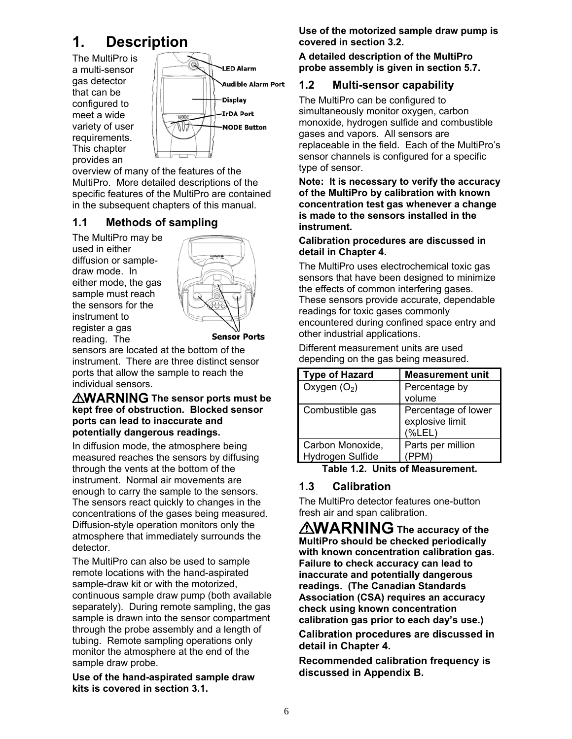# 1. Description

The MultiPro is a multi-sensor gas detector that can be configured to meet a wide variety of user requirements. This chapter provides an overview of many of the features of the MultiPro. More detailed descriptions of the specific features of the MultiPro are contained in the subsequent chapters of this manual.

## 1.1 Methods of sampling

The MultiPro may be used in either diffusion or sample-draw mode. In either mode, the gas sample must reach the sensors for the instrument to register a gas reading. The sensors are located at the bottom of the instrument. There are three distinct sensor ports that allow the sample to reach the individual sensors.

**⚠WARNING The sensor ports must be kept free of obstruction. Blocked sensor ports can lead to inaccurate and potentially dangerous readings.**

In diffusion mode, the atmosphere being measured reaches the sensors by diffusing through the vents at the bottom of the instrument. Normal air movements are enough to carry the sample to the sensors. The sensors react quickly to changes in the concentrations of the gases being measured. Diffusion-style operation monitors only the atmosphere that immediately surrounds the detector.

The MultiPro can also be used to sample remote locations with the hand-aspirated sample-draw kit or with the motorized, continuous sample draw pump (both available separately). During remote sampling, the gas sample is drawn into the sensor compartment through the probe assembly and a length of tubing. Remote sampling operations only monitor the atmosphere at the end of the sample draw probe.

**Use of the hand-aspirated sample draw kits is covered in section 3.1.**

**Use of the motorized sample draw pump is covered in section 3.2.**

**A detailed description of the MultiPro probe assembly is given in section 5.7.**

## 1.2 Multi-sensor capability

The MultiPro can be configured to simultaneously monitor oxygen, carbon monoxide, hydrogen sulfide and combustible gases and vapors. All sensors are replaceable in the field. Each of the MultiPro's sensor channels is configured for a specific type of sensor.

**Note: It is necessary to verify the accuracy of the MultiPro by calibration with known concentration test gas whenever a change is made to the sensors installed in the instrument.**

**Calibration procedures are discussed in detail in Chapter 4.**

The MultiPro uses electrochemical toxic gas sensors that have been designed to minimize the effects of common interfering gases. These sensors provide accurate, dependable readings for toxic gases commonly encountered during confined space entry and other industrial applications.

Different measurement units are used depending on the gas being measured.

| Type of Hazard | Measurement unit |
|---|---|
| Oxygen ($O_2$) | Percentage by volume |
| Combustible gas | Percentage of lower explosive limit (%LEL) |
| Carbon Monoxide, Hydrogen Sulfide | Parts per million (PPM) |

**Table 1.2. Units of Measurement.**

## 1.3 Calibration

The MultiPro detector features one-button fresh air and span calibration.

**⚠WARNING The accuracy of the MultiPro should be checked periodically with known concentration calibration gas. Failure to check accuracy can lead to inaccurate and potentially dangerous readings. (The Canadian Standards Association (CSA) requires an accuracy check using known concentration calibration gas prior to each day's use.)**

**Calibration procedures are discussed in detail in Chapter 4.**

**Recommended calibration frequency is discussed in Appendix B.**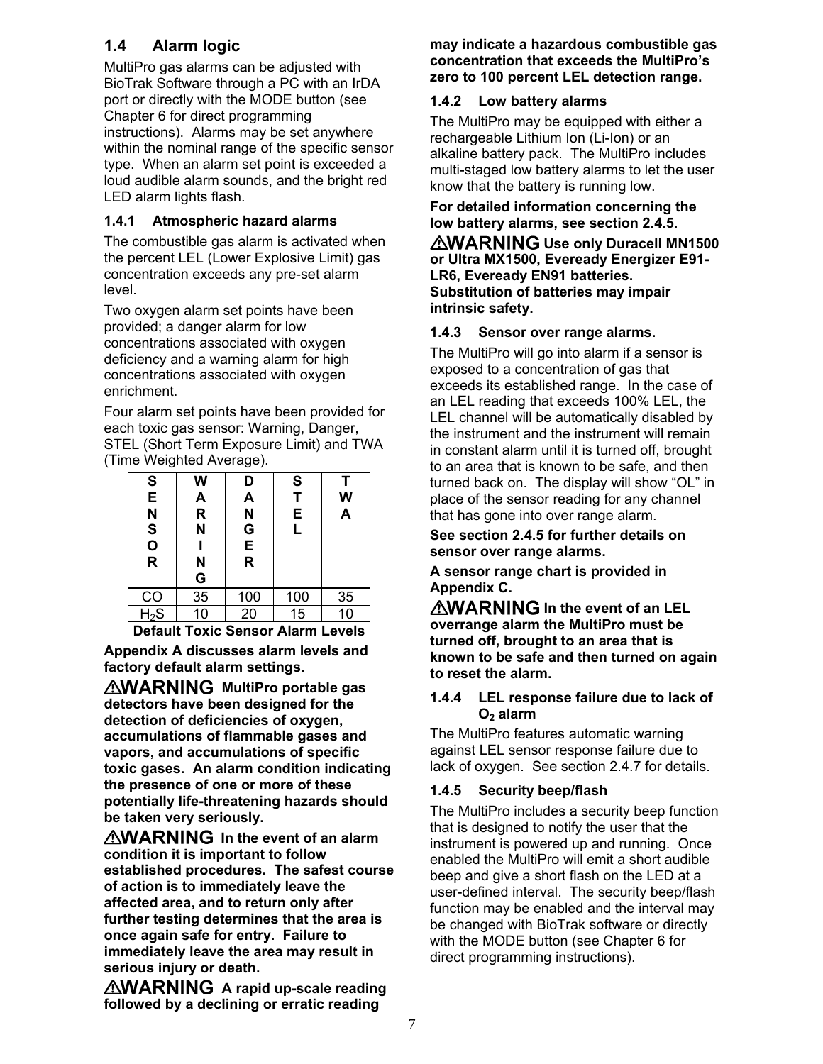## 1.4 Alarm logic

MultiPro gas alarms can be adjusted with BioTrak Software through a PC with an IrDA port or directly with the MODE button (see Chapter 6 for direct programming instructions). Alarms may be set anywhere within the nominal range of the specific sensor type. When an alarm set point is exceeded a loud audible alarm sounds, and the bright red LED alarm lights flash.

### 1.4.1 Atmospheric hazard alarms

The combustible gas alarm is activated when the percent LEL (Lower Explosive Limit) gas concentration exceeds any pre-set alarm level.

Two oxygen alarm set points have been provided; a danger alarm for low concentrations associated with oxygen deficiency and a warning alarm for high concentrations associated with oxygen enrichment.

Four alarm set points have been provided for each toxic gas sensor: Warning, Danger, STEL (Short Term Exposure Limit) and TWA (Time Weighted Average).

| SENSOR | WARNING | DANGER | STEL | TWA |
|---|---|---|---|---|
| CO | 35 | 100 | 100 | 35 |
| $H_2S$ | 10 | 20 | 15 | 10 |

**Default Toxic Sensor Alarm Levels**

**Appendix A discusses alarm levels and factory default alarm settings.**

⚠WARNING **MultiPro portable gas detectors have been designed for the detection of deficiencies of oxygen, accumulations of flammable gases and vapors, and accumulations of specific toxic gases. An alarm condition indicating the presence of one or more of these potentially life-threatening hazards should be taken very seriously.**

⚠WARNING **In the event of an alarm condition it is important to follow established procedures. The safest course of action is to immediately leave the affected area, and to return only after further testing determines that the area is once again safe for entry. Failure to immediately leave the area may result in serious injury or death.**

⚠WARNING **A rapid up-scale reading followed by a declining or erratic reading may indicate a hazardous combustible gas concentration that exceeds the MultiPro's zero to 100 percent LEL detection range.**

### 1.4.2 Low battery alarms

The MultiPro may be equipped with either a rechargeable Lithium Ion (Li-Ion) or an alkaline battery pack. The MultiPro includes multi-staged low battery alarms to let the user know that the battery is running low.

**For detailed information concerning the low battery alarms, see section 2.4.5.**

⚠WARNING **Use only Duracell MN1500 or Ultra MX1500, Eveready Energizer E91-LR6, Eveready EN91 batteries. Substitution of batteries may impair intrinsic safety.**

### 1.4.3 Sensor over range alarms.

The MultiPro will go into alarm if a sensor is exposed to a concentration of gas that exceeds its established range. In the case of an LEL reading that exceeds 100% LEL, the LEL channel will be automatically disabled by the instrument and the instrument will remain in constant alarm until it is turned off, brought to an area that is known to be safe, and then turned back on. The display will show "OL" in place of the sensor reading for any channel that has gone into over range alarm.

**See section 2.4.5 for further details on sensor over range alarms.**

**A sensor range chart is provided in Appendix C.**

⚠WARNING **In the event of an LEL overrange alarm the MultiPro must be turned off, brought to an area that is known to be safe and then turned on again to reset the alarm.**

### 1.4.4 LEL response failure due to lack of $O_2$ alarm

The MultiPro features automatic warning against LEL sensor response failure due to lack of oxygen. See section 2.4.7 for details.

### 1.4.5 Security beep/flash

The MultiPro includes a security beep function that is designed to notify the user that the instrument is powered up and running. Once enabled the MultiPro will emit a short audible beep and give a short flash on the LED at a user-defined interval. The security beep/flash function may be enabled and the interval may be changed with BioTrak software or directly with the MODE button (see Chapter 6 for direct programming instructions).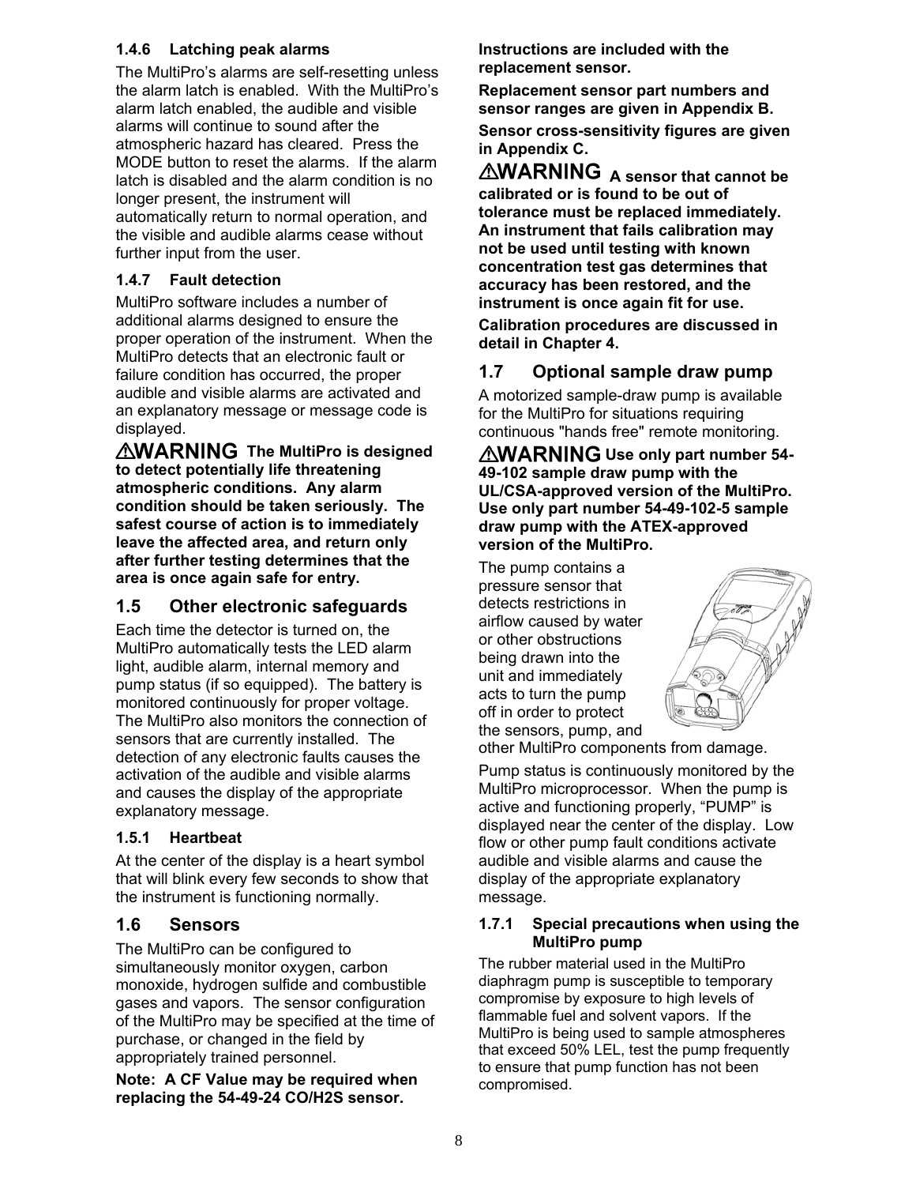### 1.4.6 Latching peak alarms

The MultiPro's alarms are self-resetting unless the alarm latch is enabled. With the MultiPro's alarm latch enabled, the audible and visible alarms will continue to sound after the atmospheric hazard has cleared. Press the MODE button to reset the alarms. If the alarm latch is disabled and the alarm condition is no longer present, the instrument will automatically return to normal operation, and the visible and audible alarms cease without further input from the user.

### 1.4.7 Fault detection

MultiPro software includes a number of additional alarms designed to ensure the proper operation of the instrument. When the MultiPro detects that an electronic fault or failure condition has occurred, the proper audible and visible alarms are activated and an explanatory message or message code is displayed.

**⚠WARNING The MultiPro is designed to detect potentially life threatening atmospheric conditions. Any alarm condition should be taken seriously. The safest course of action is to immediately leave the affected area, and return only after further testing determines that the area is once again safe for entry.**

## 1.5 Other electronic safeguards

Each time the detector is turned on, the MultiPro automatically tests the LED alarm light, audible alarm, internal memory and pump status (if so equipped). The battery is monitored continuously for proper voltage. The MultiPro also monitors the connection of sensors that are currently installed. The detection of any electronic faults causes the activation of the audible and visible alarms and causes the display of the appropriate explanatory message.

### 1.5.1 Heartbeat

At the center of the display is a heart symbol that will blink every few seconds to show that the instrument is functioning normally.

## 1.6 Sensors

The MultiPro can be configured to simultaneously monitor oxygen, carbon monoxide, hydrogen sulfide and combustible gases and vapors. The sensor configuration of the MultiPro may be specified at the time of purchase, or changed in the field by appropriately trained personnel.

**Note: A CF Value may be required when replacing the 54-49-24 CO/H2S sensor.**

**Instructions are included with the replacement sensor.**

**Replacement sensor part numbers and sensor ranges are given in Appendix B.**

**Sensor cross-sensitivity figures are given in Appendix C.**

**⚠WARNING A sensor that cannot be calibrated or is found to be out of tolerance must be replaced immediately. An instrument that fails calibration may not be used until testing with known concentration test gas determines that accuracy has been restored, and the instrument is once again fit for use.**

**Calibration procedures are discussed in detail in Chapter 4.**

## 1.7 Optional sample draw pump

A motorized sample-draw pump is available for the MultiPro for situations requiring continuous "hands free" remote monitoring.

**⚠WARNING Use only part number 54-49-102 sample draw pump with the UL/CSA-approved version of the MultiPro. Use only part number 54-49-102-5 sample draw pump with the ATEX-approved version of the MultiPro.**

The pump contains a pressure sensor that detects restrictions in airflow caused by water or other obstructions being drawn into the unit and immediately acts to turn the pump off in order to protect the sensors, pump, and other MultiPro components from damage.

Pump status is continuously monitored by the MultiPro microprocessor. When the pump is active and functioning properly, "PUMP" is displayed near the center of the display. Low flow or other pump fault conditions activate audible and visible alarms and cause the display of the appropriate explanatory message.

### 1.7.1 Special precautions when using the MultiPro pump

The rubber material used in the MultiPro diaphragm pump is susceptible to temporary compromise by exposure to high levels of flammable fuel and solvent vapors. If the MultiPro is being used to sample atmospheres that exceed 50% LEL, test the pump frequently to ensure that pump function has not been compromised.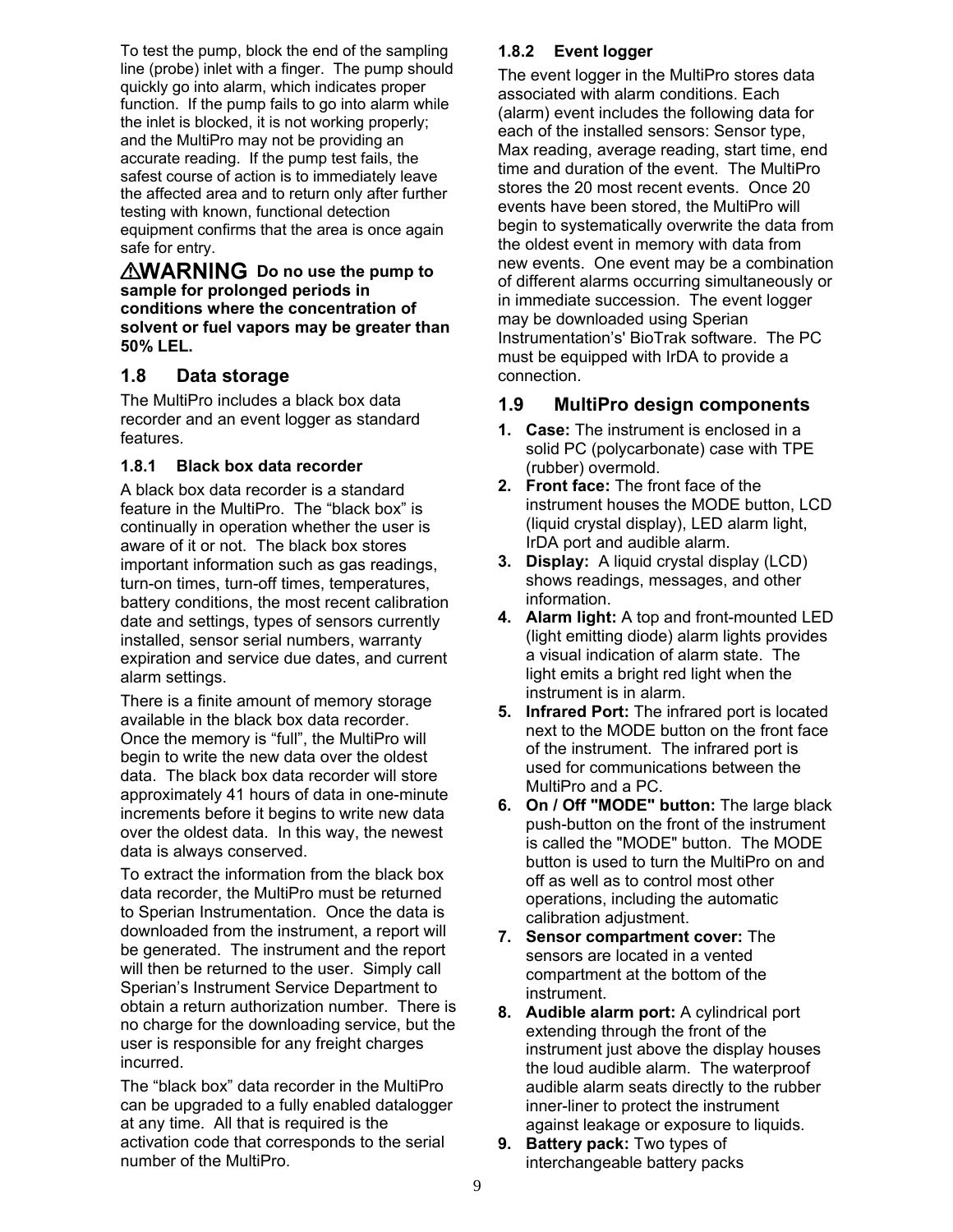To test the pump, block the end of the sampling line (probe) inlet with a finger. The pump should quickly go into alarm, which indicates proper function. If the pump fails to go into alarm while the inlet is blocked, it is not working properly; and the MultiPro may not be providing an accurate reading. If the pump test fails, the safest course of action is to immediately leave the affected area and to return only after further testing with known, functional detection equipment confirms that the area is once again safe for entry.

**⚠WARNING Do no use the pump to sample for prolonged periods in conditions where the concentration of solvent or fuel vapors may be greater than 50% LEL.**

## 1.8 Data storage

The MultiPro includes a black box data recorder and an event logger as standard features.

### 1.8.1 Black box data recorder

A black box data recorder is a standard feature in the MultiPro. The "black box" is continually in operation whether the user is aware of it or not. The black box stores important information such as gas readings, turn-on times, turn-off times, temperatures, battery conditions, the most recent calibration date and settings, types of sensors currently installed, sensor serial numbers, warranty expiration and service due dates, and current alarm settings.

There is a finite amount of memory storage available in the black box data recorder. Once the memory is "full", the MultiPro will begin to write the new data over the oldest data. The black box data recorder will store approximately 41 hours of data in one-minute increments before it begins to write new data over the oldest data. In this way, the newest data is always conserved.

To extract the information from the black box data recorder, the MultiPro must be returned to Sperian Instrumentation. Once the data is downloaded from the instrument, a report will be generated. The instrument and the report will then be returned to the user. Simply call Sperian's Instrument Service Department to obtain a return authorization number. There is no charge for the downloading service, but the user is responsible for any freight charges incurred.

The "black box" data recorder in the MultiPro can be upgraded to a fully enabled datalogger at any time. All that is required is the activation code that corresponds to the serial number of the MultiPro.

### 1.8.2 Event logger

The event logger in the MultiPro stores data associated with alarm conditions. Each (alarm) event includes the following data for each of the installed sensors: Sensor type, Max reading, average reading, start time, end time and duration of the event. The MultiPro stores the 20 most recent events. Once 20 events have been stored, the MultiPro will begin to systematically overwrite the data from the oldest event in memory with data from new events. One event may be a combination of different alarms occurring simultaneously or in immediate succession. The event logger may be downloaded using Sperian Instrumentation's' BioTrak software. The PC must be equipped with IrDA to provide a connection.

## 1.9 MultiPro design components

1. **Case:** The instrument is enclosed in a solid PC (polycarbonate) case with TPE (rubber) overmold.
2. **Front face:** The front face of the instrument houses the MODE button, LCD (liquid crystal display), LED alarm light, IrDA port and audible alarm.
3. **Display:** A liquid crystal display (LCD) shows readings, messages, and other information.
4. **Alarm light:** A top and front-mounted LED (light emitting diode) alarm lights provides a visual indication of alarm state. The light emits a bright red light when the instrument is in alarm.
5. **Infrared Port:** The infrared port is located next to the MODE button on the front face of the instrument. The infrared port is used for communications between the MultiPro and a PC.
6. **On / Off "MODE" button:** The large black push-button on the front of the instrument is called the "MODE" button. The MODE button is used to turn the MultiPro on and off as well as to control most other operations, including the automatic calibration adjustment.
7. **Sensor compartment cover:** The sensors are located in a vented compartment at the bottom of the instrument.
8. **Audible alarm port:** A cylindrical port extending through the front of the instrument just above the display houses the loud audible alarm. The waterproof audible alarm seats directly to the rubber inner-liner to protect the instrument against leakage or exposure to liquids.
9. **Battery pack:** Two types of interchangeable battery packs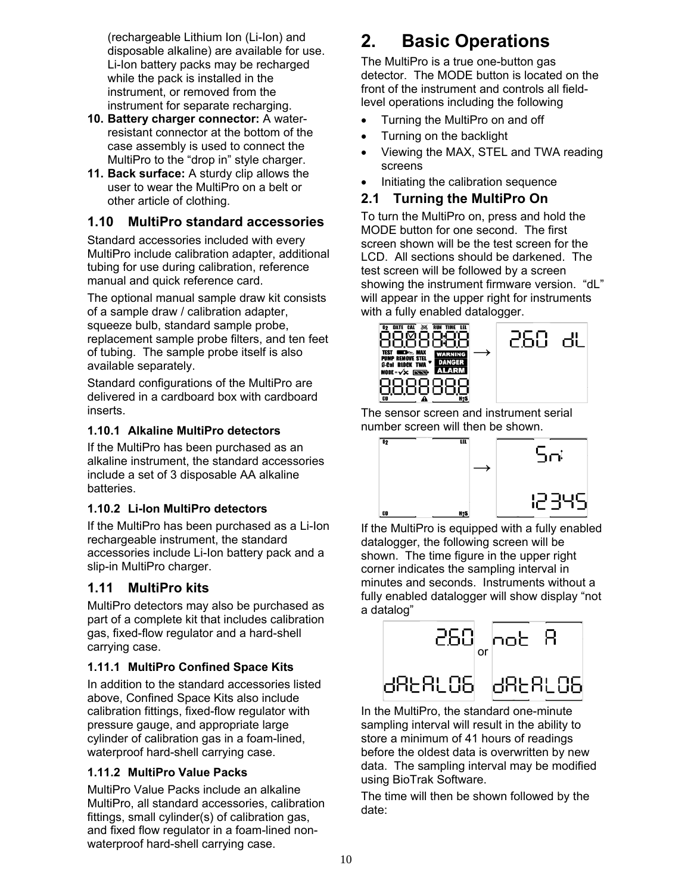(rechargeable Lithium Ion (Li-Ion) and disposable alkaline) are available for use. Li-Ion battery packs may be recharged while the pack is installed in the instrument, or removed from the instrument for separate recharging.

10. **Battery charger connector:** A water-resistant connector at the bottom of the case assembly is used to connect the MultiPro to the "drop in" style charger.
11. **Back surface:** A sturdy clip allows the user to wear the MultiPro on a belt or other article of clothing.

## 1.10 MultiPro standard accessories

Standard accessories included with every MultiPro include calibration adapter, additional tubing for use during calibration, reference manual and quick reference card.

The optional manual sample draw kit consists of a sample draw / calibration adapter, squeeze bulb, standard sample probe, replacement sample probe filters, and ten feet of tubing. The sample probe itself is also available separately.

Standard configurations of the MultiPro are delivered in a cardboard box with cardboard inserts.

### 1.10.1 Alkaline MultiPro detectors

If the MultiPro has been purchased as an alkaline instrument, the standard accessories include a set of 3 disposable AA alkaline batteries.

### 1.10.2 Li-Ion MultiPro detectors

If the MultiPro has been purchased as a Li-Ion rechargeable instrument, the standard accessories include Li-Ion battery pack and a slip-in MultiPro charger.

## 1.11 MultiPro kits

MultiPro detectors may also be purchased as part of a complete kit that includes calibration gas, fixed-flow regulator and a hard-shell carrying case.

### 1.11.1 MultiPro Confined Space Kits

In addition to the standard accessories listed above, Confined Space Kits also include calibration fittings, fixed-flow regulator with pressure gauge, and appropriate large cylinder of calibration gas in a foam-lined, waterproof hard-shell carrying case.

### 1.11.2 MultiPro Value Packs

MultiPro Value Packs include an alkaline MultiPro, all standard accessories, calibration fittings, small cylinder(s) of calibration gas, and fixed flow regulator in a foam-lined non-waterproof hard-shell carrying case.

# 2. Basic Operations

The MultiPro is a true one-button gas detector. The MODE button is located on the front of the instrument and controls all field-level operations including the following

- Turning the MultiPro on and off
- Turning on the backlight
- Viewing the MAX, STEL and TWA reading screens
- Initiating the calibration sequence

## 2.1 Turning the MultiPro On

To turn the MultiPro on, press and hold the MODE button for one second. The first screen shown will be the test screen for the LCD. All sections should be darkened. The test screen will be followed by a screen showing the instrument firmware version. "dL" will appear in the upper right for instruments with a fully enabled datalogger.

The sensor screen and instrument serial number screen will then be shown.

If the MultiPro is equipped with a fully enabled datalogger, the following screen will be shown. The time figure in the upper right corner indicates the sampling interval in minutes and seconds. Instruments without a fully enabled datalogger will show display "not a datalog"

In the MultiPro, the standard one-minute sampling interval will result in the ability to store a minimum of 41 hours of readings before the oldest data is overwritten by new data. The sampling interval may be modified using BioTrak Software.

The time will then be shown followed by the date: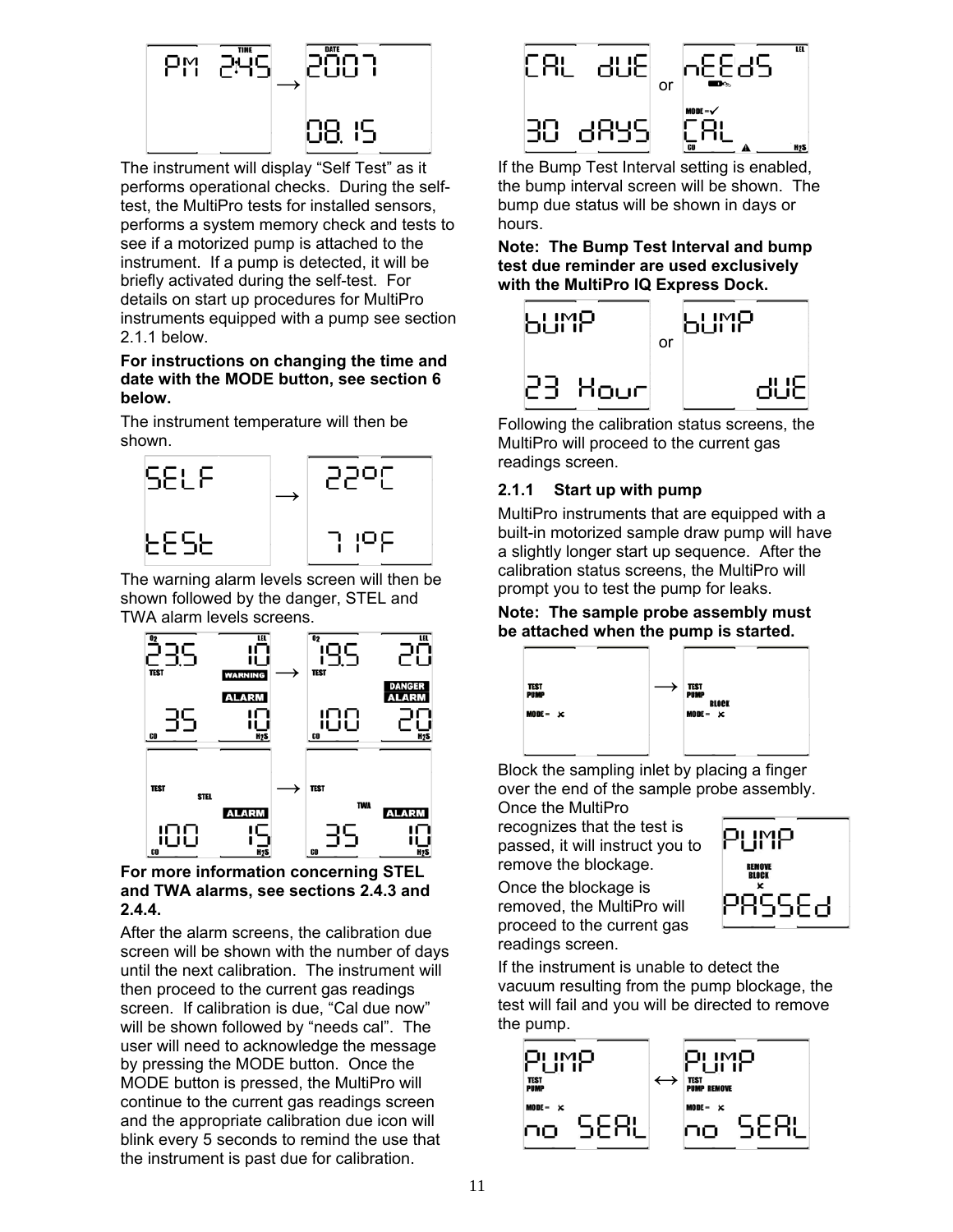The instrument will display "Self Test" as it performs operational checks. During the self-test, the MultiPro tests for installed sensors, performs a system memory check and tests to see if a motorized pump is attached to the instrument. If a pump is detected, it will be briefly activated during the self-test. For details on start up procedures for MultiPro instruments equipped with a pump see section 2.1.1 below.

**For instructions on changing the time and date with the MODE button, see section 6 below.**

The instrument temperature will then be shown.

The warning alarm levels screen will then be shown followed by the danger, STEL and TWA alarm levels screens.

**For more information concerning STEL and TWA alarms, see sections 2.4.3 and 2.4.4.**

After the alarm screens, the calibration due screen will be shown with the number of days until the next calibration. The instrument will then proceed to the current gas readings screen. If calibration is due, "Cal due now" will be shown followed by "needs cal". The user will need to acknowledge the message by pressing the MODE button. Once the MODE button is pressed, the MultiPro will continue to the current gas readings screen and the appropriate calibration due icon will blink every 5 seconds to remind the use that the instrument is past due for calibration.

If the Bump Test Interval setting is enabled, the bump interval screen will be shown. The bump due status will be shown in days or hours.

**Note: The Bump Test Interval and bump test due reminder are used exclusively with the MultiPro IQ Express Dock.**

Following the calibration status screens, the MultiPro will proceed to the current gas readings screen.

### 2.1.1 Start up with pump

MultiPro instruments that are equipped with a built-in motorized sample draw pump will have a slightly longer start up sequence. After the calibration status screens, the MultiPro will prompt you to test the pump for leaks.

**Note: The sample probe assembly must be attached when the pump is started.**

Block the sampling inlet by placing a finger over the end of the sample probe assembly.

Once the MultiPro recognizes that the test is passed, it will instruct you to remove the blockage.

Once the blockage is removed, the MultiPro will proceed to the current gas readings screen.

If the instrument is unable to detect the vacuum resulting from the pump blockage, the test will fail and you will be directed to remove the pump.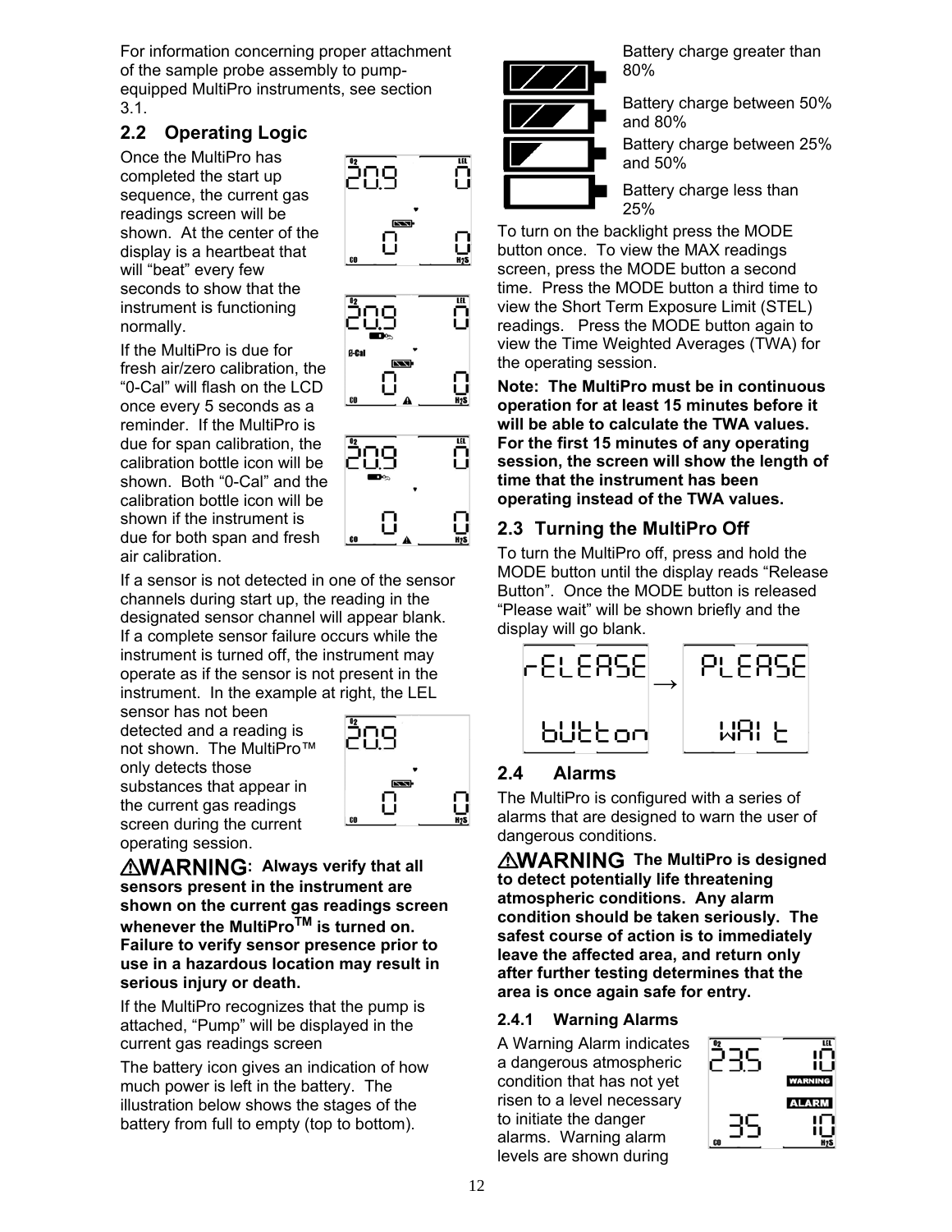For information concerning proper attachment of the sample probe assembly to pump-equipped MultiPro instruments, see section 3.1.

## 2.2 Operating Logic

Once the MultiPro has completed the start up sequence, the current gas readings screen will be shown. At the center of the display is a heartbeat that will "beat" every few seconds to show that the instrument is functioning normally.

If the MultiPro is due for fresh air/zero calibration, the "0-Cal" will flash on the LCD once every 5 seconds as a reminder. If the MultiPro is due for span calibration, the calibration bottle icon will be shown. Both "0-Cal" and the calibration bottle icon will be shown if the instrument is due for both span and fresh air calibration.

If a sensor is not detected in one of the sensor channels during start up, the reading in the designated sensor channel will appear blank. If a complete sensor failure occurs while the instrument is turned off, the instrument may operate as if the sensor is not present in the instrument. In the example at right, the LEL sensor has not been detected and a reading is not shown. The MultiPro™ only detects those substances that appear in the current gas readings screen during the current operating session.

**⚠WARNING: Always verify that all sensors present in the instrument are shown on the current gas readings screen whenever the MultiPro™ is turned on. Failure to verify sensor presence prior to use in a hazardous location may result in serious injury or death.**

If the MultiPro recognizes that the pump is attached, "Pump" will be displayed in the current gas readings screen

The battery icon gives an indication of how much power is left in the battery. The illustration below shows the stages of the battery from full to empty (top to bottom).

- Battery charge greater than 80%
- Battery charge between 50% and 80%
- Battery charge between 25% and 50%
- Battery charge less than 25%

To turn on the backlight press the MODE button once. To view the MAX readings screen, press the MODE button a second time. Press the MODE button a third time to view the Short Term Exposure Limit (STEL) readings. Press the MODE button again to view the Time Weighted Averages (TWA) for the operating session.

**Note: The MultiPro must be in continuous operation for at least 15 minutes before it will be able to calculate the TWA values. For the first 15 minutes of any operating session, the screen will show the length of time that the instrument has been operating instead of the TWA values.**

## 2.3 Turning the MultiPro Off

To turn the MultiPro off, press and hold the MODE button until the display reads "Release Button". Once the MODE button is released "Please wait" will be shown briefly and the display will go blank.

## 2.4 Alarms

The MultiPro is configured with a series of alarms that are designed to warn the user of dangerous conditions.

**⚠WARNING The MultiPro is designed to detect potentially life threatening atmospheric conditions. Any alarm condition should be taken seriously. The safest course of action is to immediately leave the affected area, and return only after further testing determines that the area is once again safe for entry.**

### 2.4.1 Warning Alarms

A Warning Alarm indicates a dangerous atmospheric condition that has not yet risen to a level necessary to initiate the danger alarms. Warning alarm levels are shown during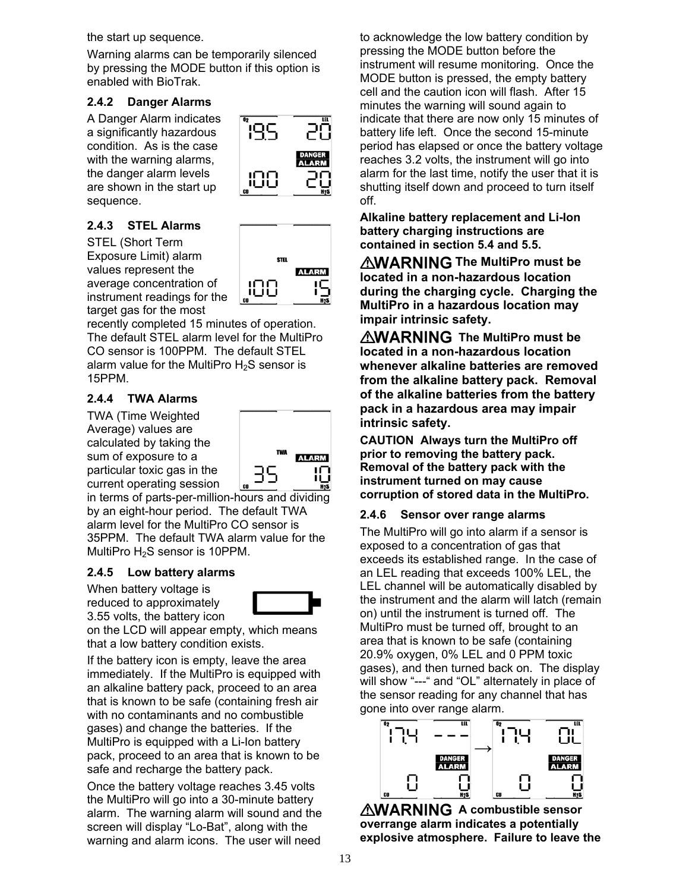the start up sequence.

Warning alarms can be temporarily silenced by pressing the MODE button if this option is enabled with BioTrak.

### 2.4.2 Danger Alarms

A Danger Alarm indicates a significantly hazardous condition. As is the case with the warning alarms, the danger alarm levels are shown in the start up sequence.

### 2.4.3 STEL Alarms

STEL (Short Term Exposure Limit) alarm values represent the average concentration of instrument readings for the target gas for the most recently completed 15 minutes of operation. The default STEL alarm level for the MultiPro CO sensor is 100PPM. The default STEL alarm value for the MultiPro $H_2S$ sensor is 15PPM.

### 2.4.4 TWA Alarms

TWA (Time Weighted Average) values are calculated by taking the sum of exposure to a particular toxic gas in the current operating session in terms of parts-per-million-hours and dividing by an eight-hour period. The default TWA alarm level for the MultiPro CO sensor is 35PPM. The default TWA alarm value for the MultiPro $H_2S$ sensor is 10PPM.

### 2.4.5 Low battery alarms

When battery voltage is reduced to approximately 3.55 volts, the battery icon on the LCD will appear empty, which means that a low battery condition exists.

If the battery icon is empty, leave the area immediately. If the MultiPro is equipped with an alkaline battery pack, proceed to an area that is known to be safe (containing fresh air with no contaminants and no combustible gases) and change the batteries. If the MultiPro is equipped with a Li-Ion battery pack, proceed to an area that is known to be safe and recharge the battery pack.

Once the battery voltage reaches 3.45 volts the MultiPro will go into a 30-minute battery alarm. The warning alarm will sound and the screen will display "Lo-Bat", along with the warning and alarm icons. The user will need to acknowledge the low battery condition by pressing the MODE button before the instrument will resume monitoring. Once the MODE button is pressed, the empty battery cell and the caution icon will flash. After 15 minutes the warning will sound again to indicate that there are now only 15 minutes of battery life left. Once the second 15-minute period has elapsed or once the battery voltage reaches 3.2 volts, the instrument will go into alarm for the last time, notify the user that it is shutting itself down and proceed to turn itself off.

**Alkaline battery replacement and Li-Ion battery charging instructions are contained in section 5.4 and 5.5.**

**⚠WARNING The MultiPro must be located in a non-hazardous location during the charging cycle. Charging the MultiPro in a hazardous location may impair intrinsic safety.**

**⚠WARNING The MultiPro must be located in a non-hazardous location whenever alkaline batteries are removed from the alkaline battery pack. Removal of the alkaline batteries from the battery pack in a hazardous area may impair intrinsic safety.**

**CAUTION Always turn the MultiPro off prior to removing the battery pack. Removal of the battery pack with the instrument turned on may cause corruption of stored data in the MultiPro.**

### 2.4.6 Sensor over range alarms

The MultiPro will go into alarm if a sensor is exposed to a concentration of gas that exceeds its established range. In the case of an LEL reading that exceeds 100% LEL, the LEL channel will be automatically disabled by the instrument and the alarm will latch (remain on) until the instrument is turned off. The MultiPro must be turned off, brought to an area that is known to be safe (containing 20.9% oxygen, 0% LEL and 0 PPM toxic gases), and then turned back on. The display will show "---" and "OL" alternately in place of the sensor reading for any channel that has gone into over range alarm.

**⚠WARNING A combustible sensor overrange alarm indicates a potentially explosive atmosphere. Failure to leave the**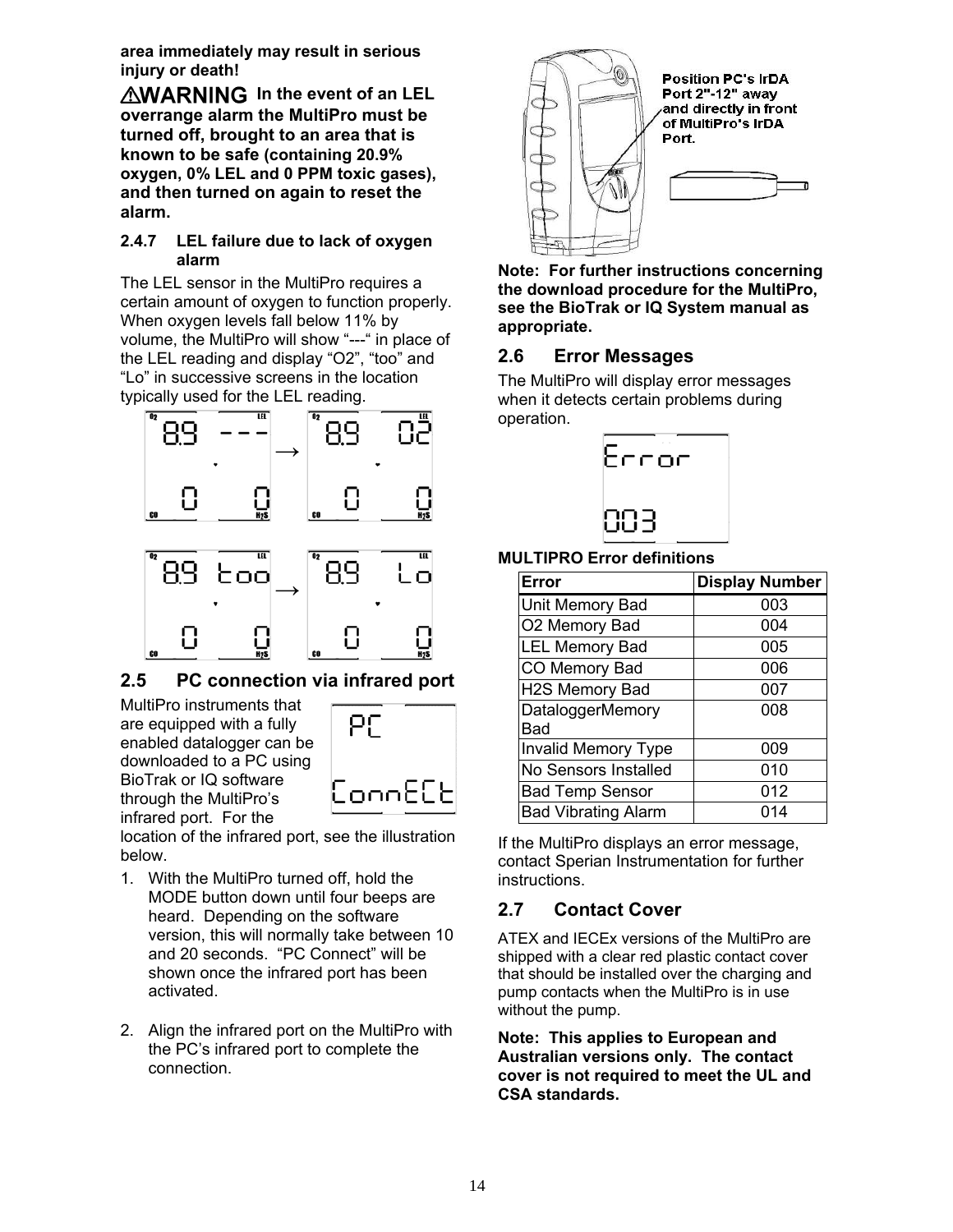**area immediately may result in serious injury or death!**

⚠**WARNING In the event of an LEL overrange alarm the MultiPro must be turned off, brought to an area that is known to be safe (containing 20.9% oxygen, 0% LEL and 0 PPM toxic gases), and then turned on again to reset the alarm.**

#### 2.4.7 LEL failure due to lack of oxygen alarm

The LEL sensor in the MultiPro requires a certain amount of oxygen to function properly. When oxygen levels fall below 11% by volume, the MultiPro will show "---" in place of the LEL reading and display "O2", "too" and "Lo" in successive screens in the location typically used for the LEL reading.

## 2.5 PC connection via infrared port

MultiPro instruments that are equipped with a fully enabled datalogger can be downloaded to a PC using BioTrak or IQ software through the MultiPro's infrared port. For the location of the infrared port, see the illustration below.

1. With the MultiPro turned off, hold the MODE button down until four beeps are heard. Depending on the software version, this will normally take between 10 and 20 seconds. "PC Connect" will be shown once the infrared port has been activated.

2. Align the infrared port on the MultiPro with the PC's infrared port to complete the connection.

Position PC's IrDA Port 2"-12" away and directly in front of MultiPro's IrDA Port.

**Note: For further instructions concerning the download procedure for the MultiPro, see the BioTrak or IQ System manual as appropriate.**

## 2.6 Error Messages

The MultiPro will display error messages when it detects certain problems during operation.

**MULTIPRO Error definitions**

| Error | Display Number |
|---|---|
| Unit Memory Bad | 003 |
| O2 Memory Bad | 004 |
| LEL Memory Bad | 005 |
| CO Memory Bad | 006 |
| H2S Memory Bad | 007 |
| DataloggerMemory Bad | 008 |
| Invalid Memory Type | 009 |
| No Sensors Installed | 010 |
| Bad Temp Sensor | 012 |
| Bad Vibrating Alarm | 014 |

If the MultiPro displays an error message, contact Sperian Instrumentation for further instructions.

## 2.7 Contact Cover

ATEX and IECEx versions of the MultiPro are shipped with a clear red plastic contact cover that should be installed over the charging and pump contacts when the MultiPro is in use without the pump.

**Note: This applies to European and Australian versions only. The contact cover is not required to meet the UL and CSA standards.**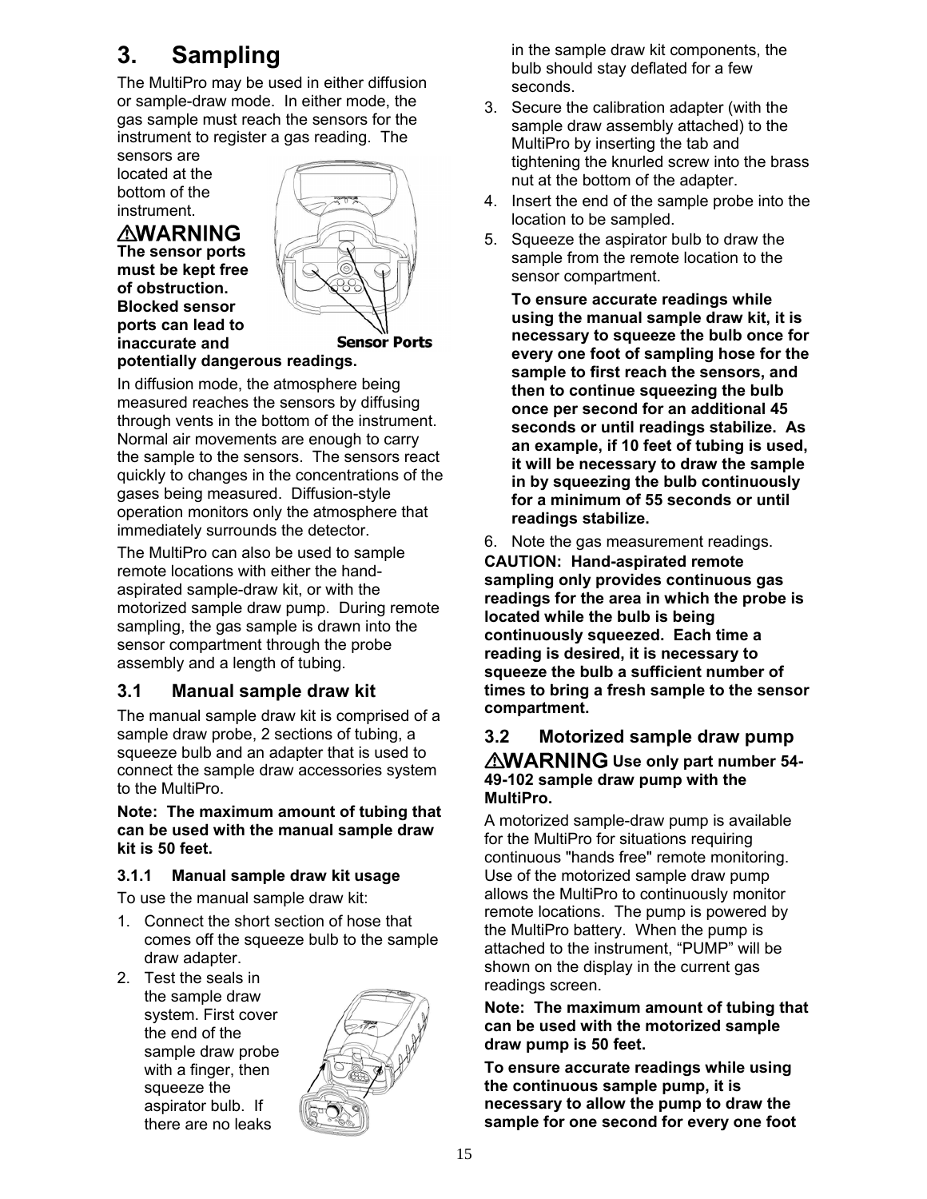# 3. Sampling

The MultiPro may be used in either diffusion or sample-draw mode. In either mode, the gas sample must reach the sensors for the instrument to register a gas reading. The sensors are located at the bottom of the instrument.

⚠**WARNING** **The sensor ports must be kept free of obstruction. Blocked sensor ports can lead to inaccurate and potentially dangerous readings.**

In diffusion mode, the atmosphere being measured reaches the sensors by diffusing through vents in the bottom of the instrument. Normal air movements are enough to carry the sample to the sensors. The sensors react quickly to changes in the concentrations of the gases being measured. Diffusion-style operation monitors only the atmosphere that immediately surrounds the detector.

The MultiPro can also be used to sample remote locations with either the hand-aspirated sample-draw kit, or with the motorized sample draw pump. During remote sampling, the gas sample is drawn into the sensor compartment through the probe assembly and a length of tubing.

## 3.1 Manual sample draw kit

The manual sample draw kit is comprised of a sample draw probe, 2 sections of tubing, a squeeze bulb and an adapter that is used to connect the sample draw accessories system to the MultiPro.

**Note: The maximum amount of tubing that can be used with the manual sample draw kit is 50 feet.**

### 3.1.1 Manual sample draw kit usage

To use the manual sample draw kit:

1. Connect the short section of hose that comes off the squeeze bulb to the sample draw adapter.
2. Test the seals in the sample draw system. First cover the end of the sample draw probe with a finger, then squeeze the aspirator bulb. If there are no leaks in the sample draw kit components, the bulb should stay deflated for a few seconds.
3. Secure the calibration adapter (with the sample draw assembly attached) to the MultiPro by inserting the tab and tightening the knurled screw into the brass nut at the bottom of the adapter.
4. Insert the end of the sample probe into the location to be sampled.
5. Squeeze the aspirator bulb to draw the sample from the remote location to the sensor compartment.

   **To ensure accurate readings while using the manual sample draw kit, it is necessary to squeeze the bulb once for every one foot of sampling hose for the sample to first reach the sensors, and then to continue squeezing the bulb once per second for an additional 45 seconds or until readings stabilize. As an example, if 10 feet of tubing is used, it will be necessary to draw the sample in by squeezing the bulb continuously for a minimum of 55 seconds or until readings stabilize.**
6. Note the gas measurement readings.

**CAUTION: Hand-aspirated remote sampling only provides continuous gas readings for the area in which the probe is located while the bulb is being continuously squeezed. Each time a reading is desired, it is necessary to squeeze the bulb a sufficient number of times to bring a fresh sample to the sensor compartment.**

## 3.2 Motorized sample draw pump

⚠**WARNING** **Use only part number 54-49-102 sample draw pump with the MultiPro.**

A motorized sample-draw pump is available for the MultiPro for situations requiring continuous "hands free" remote monitoring. Use of the motorized sample draw pump allows the MultiPro to continuously monitor remote locations. The pump is powered by the MultiPro battery. When the pump is attached to the instrument, “PUMP” will be shown on the display in the current gas readings screen.

**Note: The maximum amount of tubing that can be used with the motorized sample draw pump is 50 feet.**

**To ensure accurate readings while using the continuous sample pump, it is necessary to allow the pump to draw the sample for one second for every one foot**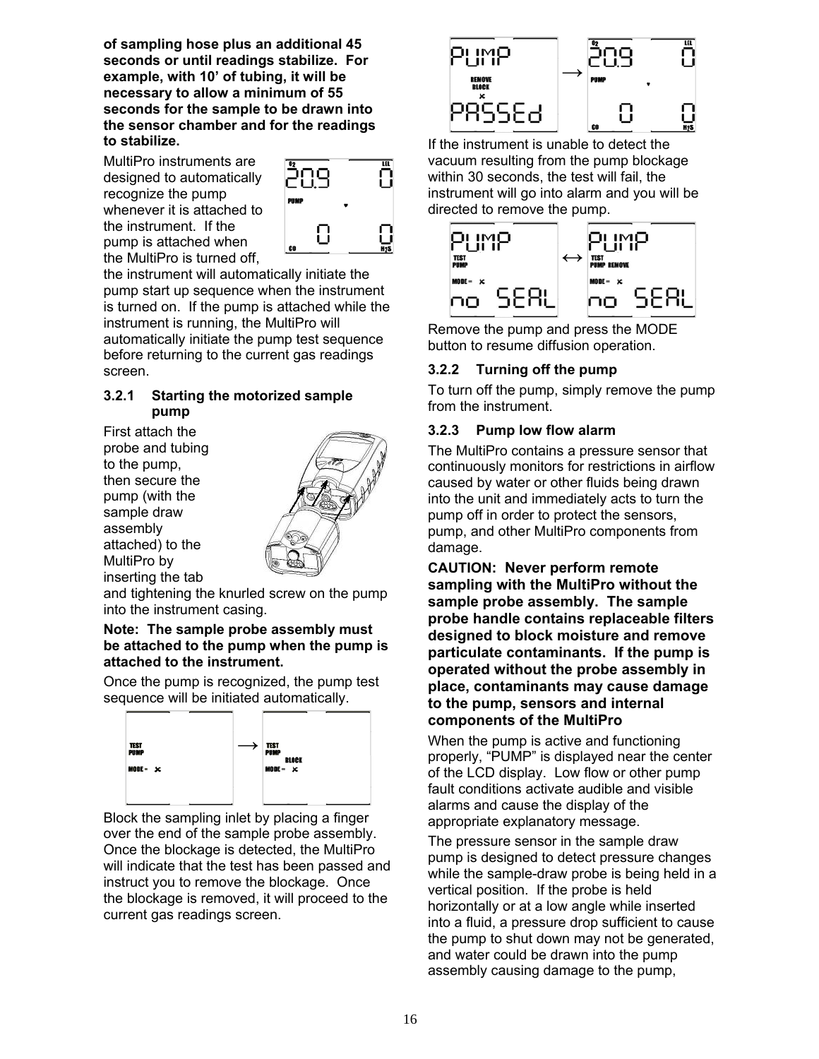**of sampling hose plus an additional 45 seconds or until readings stabilize. For example, with 10' of tubing, it will be necessary to allow a minimum of 55 seconds for the sample to be drawn into the sensor chamber and for the readings to stabilize.**

MultiPro instruments are designed to automatically recognize the pump whenever it is attached to the instrument. If the pump is attached when the MultiPro is turned off, the instrument will automatically initiate the pump start up sequence when the instrument is turned on. If the pump is attached while the instrument is running, the MultiPro will automatically initiate the pump test sequence before returning to the current gas readings screen.

### 3.2.1 Starting the motorized sample pump

First attach the probe and tubing to the pump, then secure the pump (with the sample draw assembly attached) to the MultiPro by inserting the tab and tightening the knurled screw on the pump into the instrument casing.

**Note: The sample probe assembly must be attached to the pump when the pump is attached to the instrument.**

Once the pump is recognized, the pump test sequence will be initiated automatically.

Block the sampling inlet by placing a finger over the end of the sample probe assembly. Once the blockage is detected, the MultiPro will indicate that the test has been passed and instruct you to remove the blockage. Once the blockage is removed, it will proceed to the current gas readings screen.

If the instrument is unable to detect the vacuum resulting from the pump blockage within 30 seconds, the test will fail, the instrument will go into alarm and you will be directed to remove the pump.

Remove the pump and press the MODE button to resume diffusion operation.

### 3.2.2 Turning off the pump

To turn off the pump, simply remove the pump from the instrument.

### 3.2.3 Pump low flow alarm

The MultiPro contains a pressure sensor that continuously monitors for restrictions in airflow caused by water or other fluids being drawn into the unit and immediately acts to turn the pump off in order to protect the sensors, pump, and other MultiPro components from damage.

**CAUTION: Never perform remote sampling with the MultiPro without the sample probe assembly. The sample probe handle contains replaceable filters designed to block moisture and remove particulate contaminants. If the pump is operated without the probe assembly in place, contaminants may cause damage to the pump, sensors and internal components of the MultiPro**

When the pump is active and functioning properly, "PUMP" is displayed near the center of the LCD display. Low flow or other pump fault conditions activate audible and visible alarms and cause the display of the appropriate explanatory message.

The pressure sensor in the sample draw pump is designed to detect pressure changes while the sample-draw probe is being held in a vertical position. If the probe is held horizontally or at a low angle while inserted into a fluid, a pressure drop sufficient to cause the pump to shut down may not be generated, and water could be drawn into the pump assembly causing damage to the pump,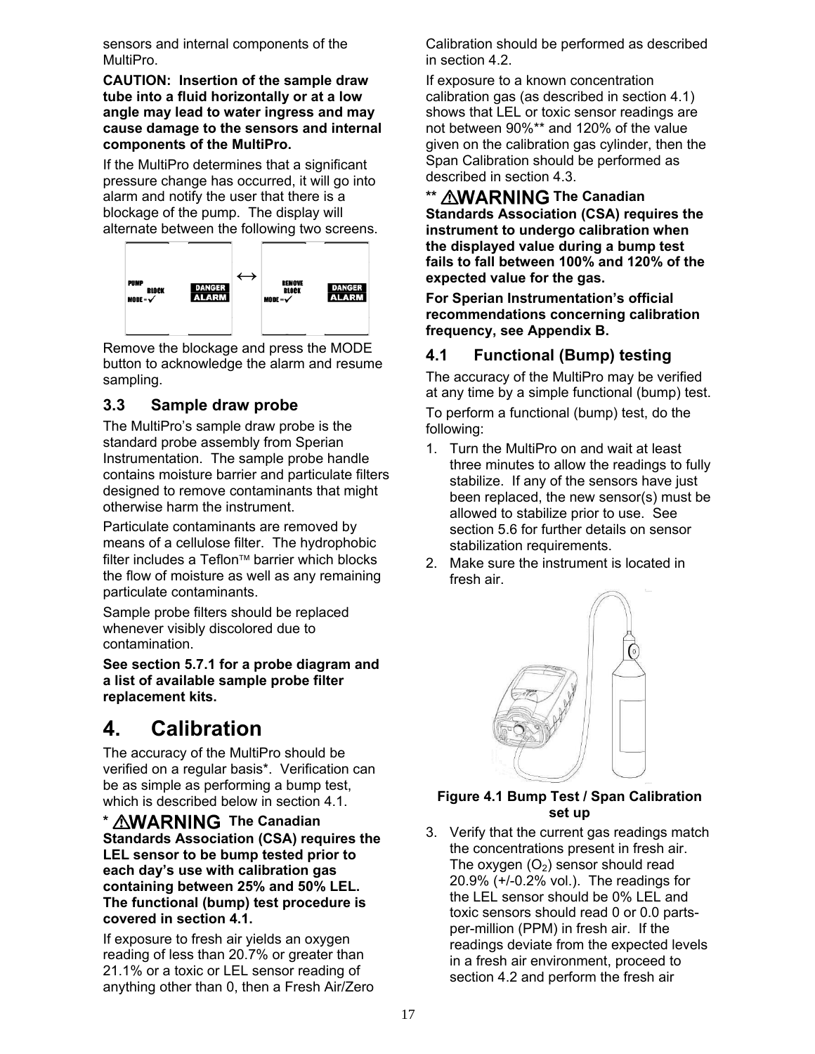sensors and internal components of the MultiPro.

**CAUTION: Insertion of the sample draw tube into a fluid horizontally or at a low angle may lead to water ingress and may cause damage to the sensors and internal components of the MultiPro.**

If the MultiPro determines that a significant pressure change has occurred, it will go into alarm and notify the user that there is a blockage of the pump. The display will alternate between the following two screens.

PUMP BLOCK MODE = ✓ DANGER ALARM ↔ REMOVE BLOCK MODE = ✓ DANGER ALARM

Remove the blockage and press the MODE button to acknowledge the alarm and resume sampling.

## 3.3 Sample draw probe

The MultiPro's sample draw probe is the standard probe assembly from Sperian Instrumentation. The sample probe handle contains moisture barrier and particulate filters designed to remove contaminants that might otherwise harm the instrument.

Particulate contaminants are removed by means of a cellulose filter. The hydrophobic filter includes a Teflon™ barrier which blocks the flow of moisture as well as any remaining particulate contaminants.

Sample probe filters should be replaced whenever visibly discolored due to contamination.

**See section 5.7.1 for a probe diagram and a list of available sample probe filter replacement kits.**

# 4. Calibration

The accuracy of the MultiPro should be verified on a regular basis*. Verification can be as simple as performing a bump test, which is described below in section 4.1.

**\* ⚠WARNING The Canadian Standards Association (CSA) requires the LEL sensor to be bump tested prior to each day's use with calibration gas containing between 25% and 50% LEL. The functional (bump) test procedure is covered in section 4.1.**

If exposure to fresh air yields an oxygen reading of less than 20.7% or greater than 21.1% or a toxic or LEL sensor reading of anything other than 0, then a Fresh Air/Zero Calibration should be performed as described in section 4.2.

If exposure to a known concentration calibration gas (as described in section 4.1) shows that LEL or toxic sensor readings are not between 90%** and 120% of the value given on the calibration gas cylinder, then the Span Calibration should be performed as described in section 4.3.

**\*\* ⚠WARNING The Canadian Standards Association (CSA) requires the instrument to undergo calibration when the displayed value during a bump test fails to fall between 100% and 120% of the expected value for the gas.**

**For Sperian Instrumentation's official recommendations concerning calibration frequency, see Appendix B.**

## 4.1 Functional (Bump) testing

The accuracy of the MultiPro may be verified at any time by a simple functional (bump) test.

To perform a functional (bump) test, do the following:

1. Turn the MultiPro on and wait at least three minutes to allow the readings to fully stabilize. If any of the sensors have just been replaced, the new sensor(s) must be allowed to stabilize prior to use. See section 5.6 for further details on sensor stabilization requirements.
2. Make sure the instrument is located in fresh air.

**Figure 4.1 Bump Test / Span Calibration set up**

3. Verify that the current gas readings match the concentrations present in fresh air. The oxygen ($O_2$) sensor should read 20.9% (+/-0.2% vol.). The readings for the LEL sensor should be 0% LEL and toxic sensors should read 0 or 0.0 parts-per-million (PPM) in fresh air. If the readings deviate from the expected levels in a fresh air environment, proceed to section 4.2 and perform the fresh air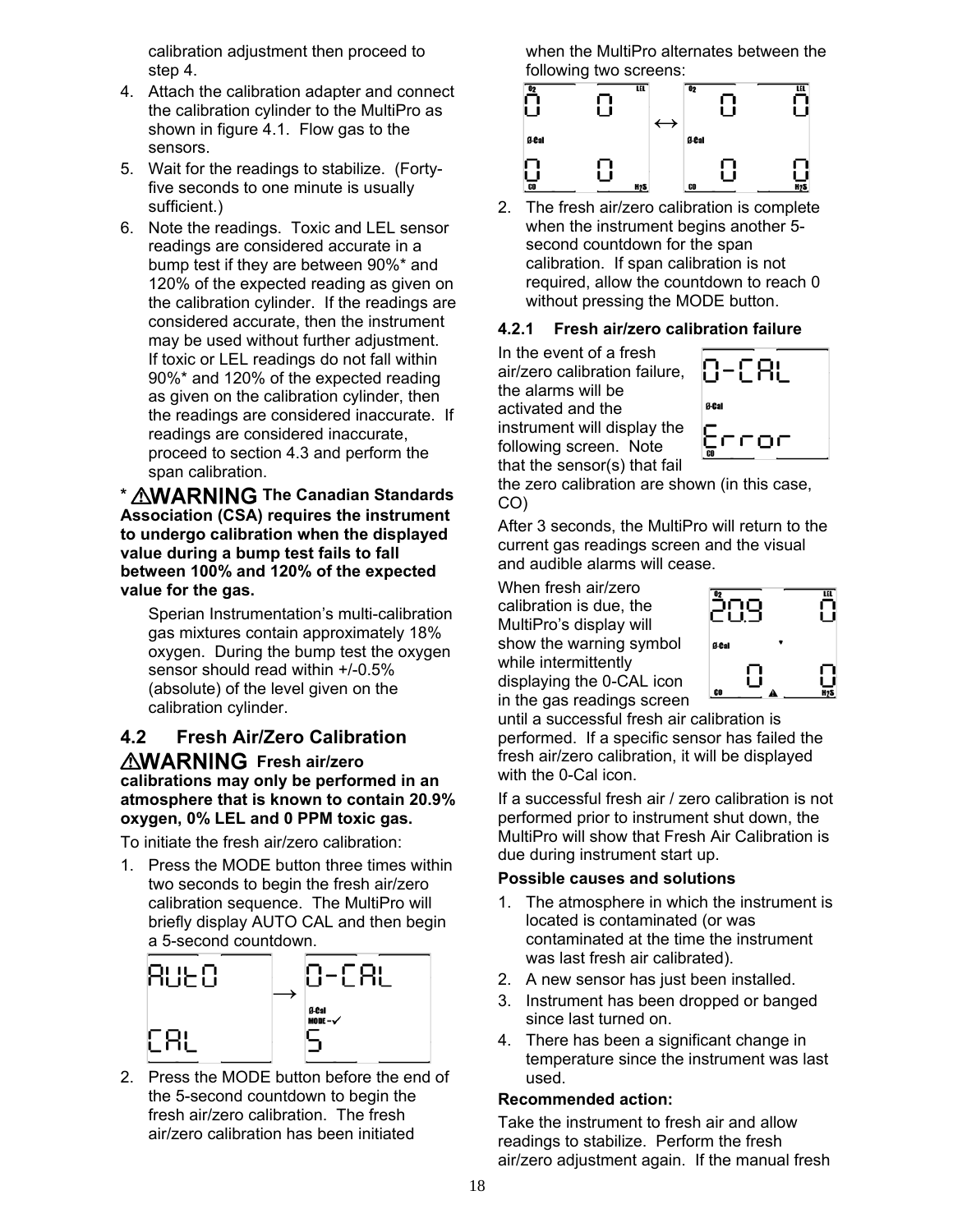calibration adjustment then proceed to step 4.

4. Attach the calibration adapter and connect the calibration cylinder to the MultiPro as shown in figure 4.1. Flow gas to the sensors.
5. Wait for the readings to stabilize. (Forty-five seconds to one minute is usually sufficient.)
6. Note the readings. Toxic and LEL sensor readings are considered accurate in a bump test if they are between 90%* and 120% of the expected reading as given on the calibration cylinder. If the readings are considered accurate, then the instrument may be used without further adjustment. If toxic or LEL readings do not fall within 90%* and 120% of the expected reading as given on the calibration cylinder, then the readings are considered inaccurate. If readings are considered inaccurate, proceed to section 4.3 and perform the span calibration.

**\* ⚠WARNING The Canadian Standards Association (CSA) requires the instrument to undergo calibration when the displayed value during a bump test fails to fall between 100% and 120% of the expected value for the gas.**

Sperian Instrumentation's multi-calibration gas mixtures contain approximately 18% oxygen. During the bump test the oxygen sensor should read within +/-0.5% (absolute) of the level given on the calibration cylinder.

## 4.2 Fresh Air/Zero Calibration

**⚠WARNING Fresh air/zero calibrations may only be performed in an atmosphere that is known to contain 20.9% oxygen, 0% LEL and 0 PPM toxic gas.**

To initiate the fresh air/zero calibration:

1. Press the MODE button three times within two seconds to begin the fresh air/zero calibration sequence. The MultiPro will briefly display AUTO CAL and then begin a 5-second countdown.
2. Press the MODE button before the end of the 5-second countdown to begin the fresh air/zero calibration. The fresh air/zero calibration has been initiated when the MultiPro alternates between the following two screens:
2. The fresh air/zero calibration is complete when the instrument begins another 5-second countdown for the span calibration. If span calibration is not required, allow the countdown to reach 0 without pressing the MODE button.

### 4.2.1 Fresh air/zero calibration failure

In the event of a fresh air/zero calibration failure, the alarms will be activated and the instrument will display the following screen. Note that the sensor(s) that fail the zero calibration are shown (in this case, CO)

After 3 seconds, the MultiPro will return to the current gas readings screen and the visual and audible alarms will cease.

When fresh air/zero calibration is due, the MultiPro's display will show the warning symbol while intermittently displaying the 0-CAL icon in the gas readings screen until a successful fresh air calibration is performed. If a specific sensor has failed the fresh air/zero calibration, it will be displayed with the 0-Cal icon.

If a successful fresh air / zero calibration is not performed prior to instrument shut down, the MultiPro will show that Fresh Air Calibration is due during instrument start up.

**Possible causes and solutions**

1. The atmosphere in which the instrument is located is contaminated (or was contaminated at the time the instrument was last fresh air calibrated).
2. A new sensor has just been installed.
3. Instrument has been dropped or banged since last turned on.
4. There has been a significant change in temperature since the instrument was last used.

**Recommended action:**

Take the instrument to fresh air and allow readings to stabilize. Perform the fresh air/zero adjustment again. If the manual fresh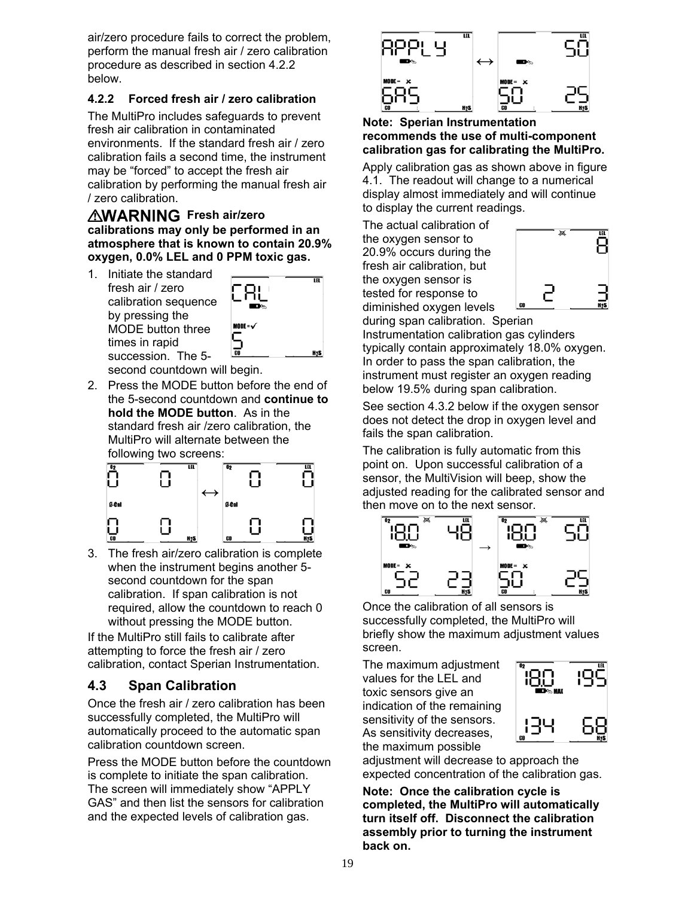air/zero procedure fails to correct the problem, perform the manual fresh air / zero calibration procedure as described in section 4.2.2 below.

### 4.2.2 Forced fresh air / zero calibration

The MultiPro includes safeguards to prevent fresh air calibration in contaminated environments. If the standard fresh air / zero calibration fails a second time, the instrument may be "forced" to accept the fresh air calibration by performing the manual fresh air / zero calibration.

**⚠WARNING Fresh air/zero calibrations may only be performed in an atmosphere that is known to contain 20.9% oxygen, 0.0% LEL and 0 PPM toxic gas.**

1. Initiate the standard fresh air / zero calibration sequence by pressing the MODE button three times in rapid succession. The 5-second countdown will begin.
2. Press the MODE button before the end of the 5-second countdown and **continue to hold the MODE button**. As in the standard fresh air /zero calibration, the MultiPro will alternate between the following two screens:
3. The fresh air/zero calibration is complete when the instrument begins another 5-second countdown for the span calibration. If span calibration is not required, allow the countdown to reach 0 without pressing the MODE button.

If the MultiPro still fails to calibrate after attempting to force the fresh air / zero calibration, contact Sperian Instrumentation.

## 4.3 Span Calibration

Once the fresh air / zero calibration has been successfully completed, the MultiPro will automatically proceed to the automatic span calibration countdown screen.

Press the MODE button before the countdown is complete to initiate the span calibration. The screen will immediately show "APPLY GAS" and then list the sensors for calibration and the expected levels of calibration gas.

**Note: Sperian Instrumentation recommends the use of multi-component calibration gas for calibrating the MultiPro.**

Apply calibration gas as shown above in figure 4.1. The readout will change to a numerical display almost immediately and will continue to display the current readings.

The actual calibration of the oxygen sensor to 20.9% occurs during the fresh air calibration, but the oxygen sensor is tested for response to diminished oxygen levels during span calibration. Sperian Instrumentation calibration gas cylinders typically contain approximately 18.0% oxygen. In order to pass the span calibration, the instrument must register an oxygen reading below 19.5% during span calibration.

See section 4.3.2 below if the oxygen sensor does not detect the drop in oxygen level and fails the span calibration.

The calibration is fully automatic from this point on. Upon successful calibration of a sensor, the MultiVision will beep, show the adjusted reading for the calibrated sensor and then move on to the next sensor.

Once the calibration of all sensors is successfully completed, the MultiPro will briefly show the maximum adjustment values screen.

The maximum adjustment values for the LEL and toxic sensors give an indication of the remaining sensitivity of the sensors. As sensitivity decreases, the maximum possible adjustment will decrease to approach the expected concentration of the calibration gas.

**Note: Once the calibration cycle is completed, the MultiPro will automatically turn itself off. Disconnect the calibration assembly prior to turning the instrument back on.**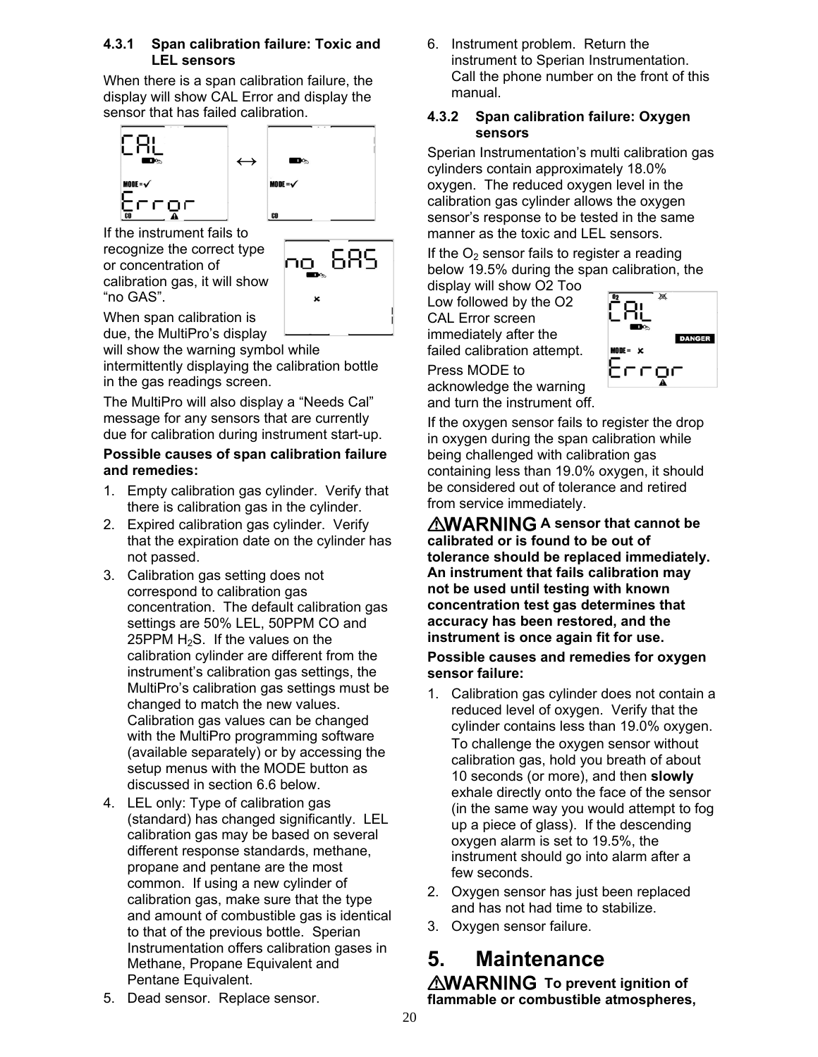### 4.3.1 Span calibration failure: Toxic and LEL sensors

When there is a span calibration failure, the display will show CAL Error and display the sensor that has failed calibration.

If the instrument fails to recognize the correct type or concentration of calibration gas, it will show "no GAS".

When span calibration is due, the MultiPro's display will show the warning symbol while intermittently displaying the calibration bottle in the gas readings screen.

The MultiPro will also display a "Needs Cal" message for any sensors that are currently due for calibration during instrument start-up.

**Possible causes of span calibration failure and remedies:**

1. Empty calibration gas cylinder. Verify that there is calibration gas in the cylinder.
2. Expired calibration gas cylinder. Verify that the expiration date on the cylinder has not passed.
3. Calibration gas setting does not correspond to calibration gas concentration. The default calibration gas settings are 50% LEL, 50PPM CO and 25PPM $H_2S$. If the values on the calibration cylinder are different from the instrument's calibration gas settings, the MultiPro's calibration gas settings must be changed to match the new values. Calibration gas values can be changed with the MultiPro programming software (available separately) or by accessing the setup menus with the MODE button as discussed in section 6.6 below.
4. LEL only: Type of calibration gas (standard) has changed significantly. LEL calibration gas may be based on several different response standards, methane, propane and pentane are the most common. If using a new cylinder of calibration gas, make sure that the type and amount of combustible gas is identical to that of the previous bottle. Sperian Instrumentation offers calibration gases in Methane, Propane Equivalent and Pentane Equivalent.
5. Dead sensor. Replace sensor.
6. Instrument problem. Return the instrument to Sperian Instrumentation. Call the phone number on the front of this manual.

### 4.3.2 Span calibration failure: Oxygen sensors

Sperian Instrumentation's multi calibration gas cylinders contain approximately 18.0% oxygen. The reduced oxygen level in the calibration gas cylinder allows the oxygen sensor's response to be tested in the same manner as the toxic and LEL sensors.

If the $O_2$ sensor fails to register a reading below 19.5% during the span calibration, the display will show O2 Too Low followed by the O2 CAL Error screen immediately after the failed calibration attempt. Press MODE to acknowledge the warning and turn the instrument off.

If the oxygen sensor fails to register the drop in oxygen during the span calibration while being challenged with calibration gas containing less than 19.0% oxygen, it should be considered out of tolerance and retired from service immediately.

⚠WARNING **A sensor that cannot be calibrated or is found to be out of tolerance should be replaced immediately. An instrument that fails calibration may not be used until testing with known concentration test gas determines that accuracy has been restored, and the instrument is once again fit for use.**

**Possible causes and remedies for oxygen sensor failure:**

1. Calibration gas cylinder does not contain a reduced level of oxygen. Verify that the cylinder contains less than 19.0% oxygen. To challenge the oxygen sensor without calibration gas, hold you breath of about 10 seconds (or more), and then **slowly** exhale directly onto the face of the sensor (in the same way you would attempt to fog up a piece of glass). If the descending oxygen alarm is set to 19.5%, the instrument should go into alarm after a few seconds.
2. Oxygen sensor has just been replaced and has not had time to stabilize.
3. Oxygen sensor failure.

# 5. Maintenance

⚠WARNING **To prevent ignition of flammable or combustible atmospheres,**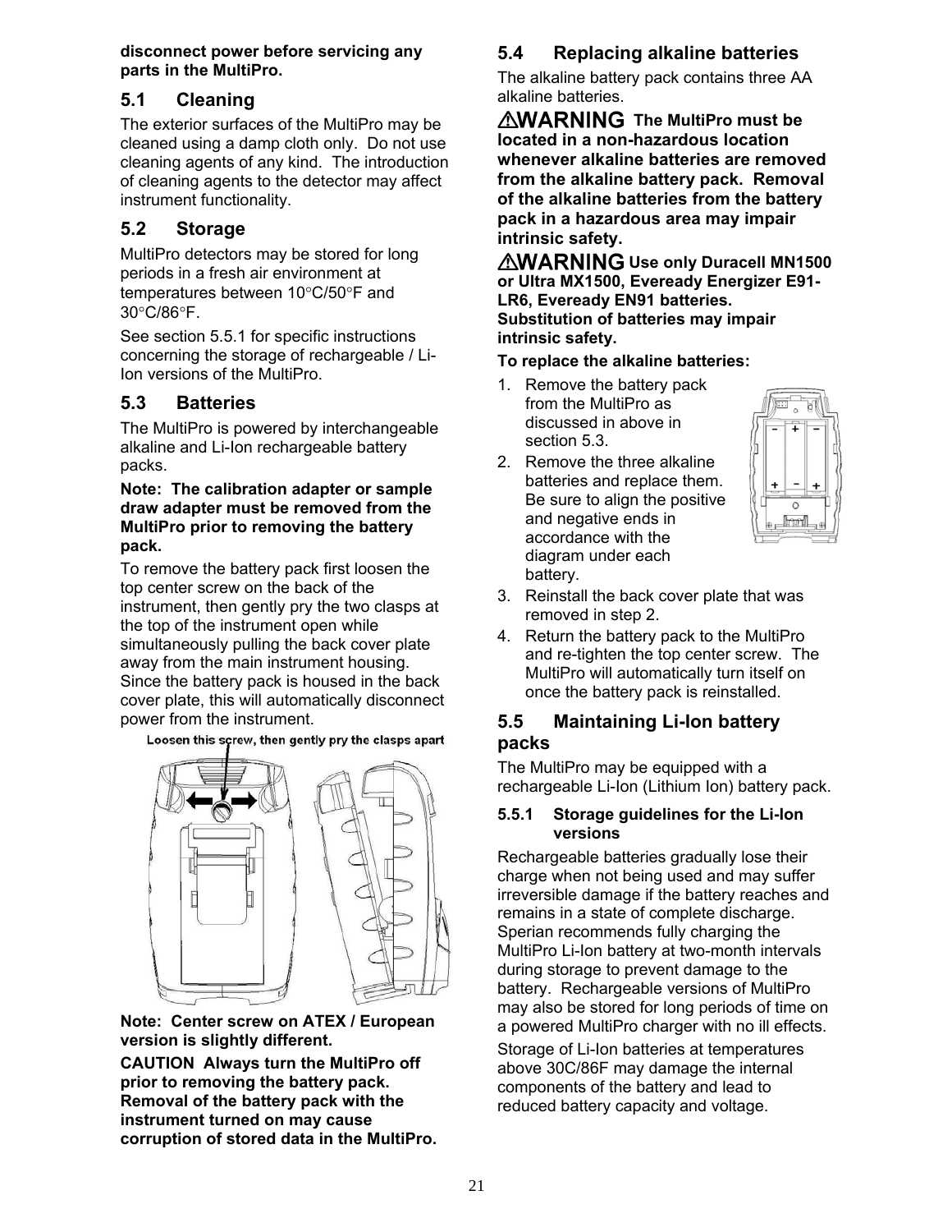**disconnect power before servicing any parts in the MultiPro.**

## 5.1 Cleaning

The exterior surfaces of the MultiPro may be cleaned using a damp cloth only. Do not use cleaning agents of any kind. The introduction of cleaning agents to the detector may affect instrument functionality.

## 5.2 Storage

MultiPro detectors may be stored for long periods in a fresh air environment at temperatures between 10°C/50°F and 30°C/86°F.

See section 5.5.1 for specific instructions concerning the storage of rechargeable / Li-Ion versions of the MultiPro.

## 5.3 Batteries

The MultiPro is powered by interchangeable alkaline and Li-Ion rechargeable battery packs.

**Note: The calibration adapter or sample draw adapter must be removed from the MultiPro prior to removing the battery pack.**

To remove the battery pack first loosen the top center screw on the back of the instrument, then gently pry the two clasps at the top of the instrument open while simultaneously pulling the back cover plate away from the main instrument housing. Since the battery pack is housed in the back cover plate, this will automatically disconnect power from the instrument.

**Loosen this screw, then gently pry the clasps apart**

**Note: Center screw on ATEX / European version is slightly different.**

**CAUTION Always turn the MultiPro off prior to removing the battery pack. Removal of the battery pack with the instrument turned on may cause corruption of stored data in the MultiPro.**

## 5.4 Replacing alkaline batteries

The alkaline battery pack contains three AA alkaline batteries.

**⚠WARNING The MultiPro must be located in a non-hazardous location whenever alkaline batteries are removed from the alkaline battery pack. Removal of the alkaline batteries from the battery pack in a hazardous area may impair intrinsic safety.**

**⚠WARNING Use only Duracell MN1500 or Ultra MX1500, Eveready Energizer E91-LR6, Eveready EN91 batteries. Substitution of batteries may impair intrinsic safety.**

**To replace the alkaline batteries:**

1. Remove the battery pack from the MultiPro as discussed in above in section 5.3.
2. Remove the three alkaline batteries and replace them. Be sure to align the positive and negative ends in accordance with the diagram under each battery.
3. Reinstall the back cover plate that was removed in step 2.
4. Return the battery pack to the MultiPro and re-tighten the top center screw. The MultiPro will automatically turn itself on once the battery pack is reinstalled.

## 5.5 Maintaining Li-Ion battery packs

The MultiPro may be equipped with a rechargeable Li-Ion (Lithium Ion) battery pack.

### 5.5.1 Storage guidelines for the Li-Ion versions

Rechargeable batteries gradually lose their charge when not being used and may suffer irreversible damage if the battery reaches and remains in a state of complete discharge. Sperian recommends fully charging the MultiPro Li-Ion battery at two-month intervals during storage to prevent damage to the battery. Rechargeable versions of MultiPro may also be stored for long periods of time on a powered MultiPro charger with no ill effects.

Storage of Li-Ion batteries at temperatures above 30C/86F may damage the internal components of the battery and lead to reduced battery capacity and voltage.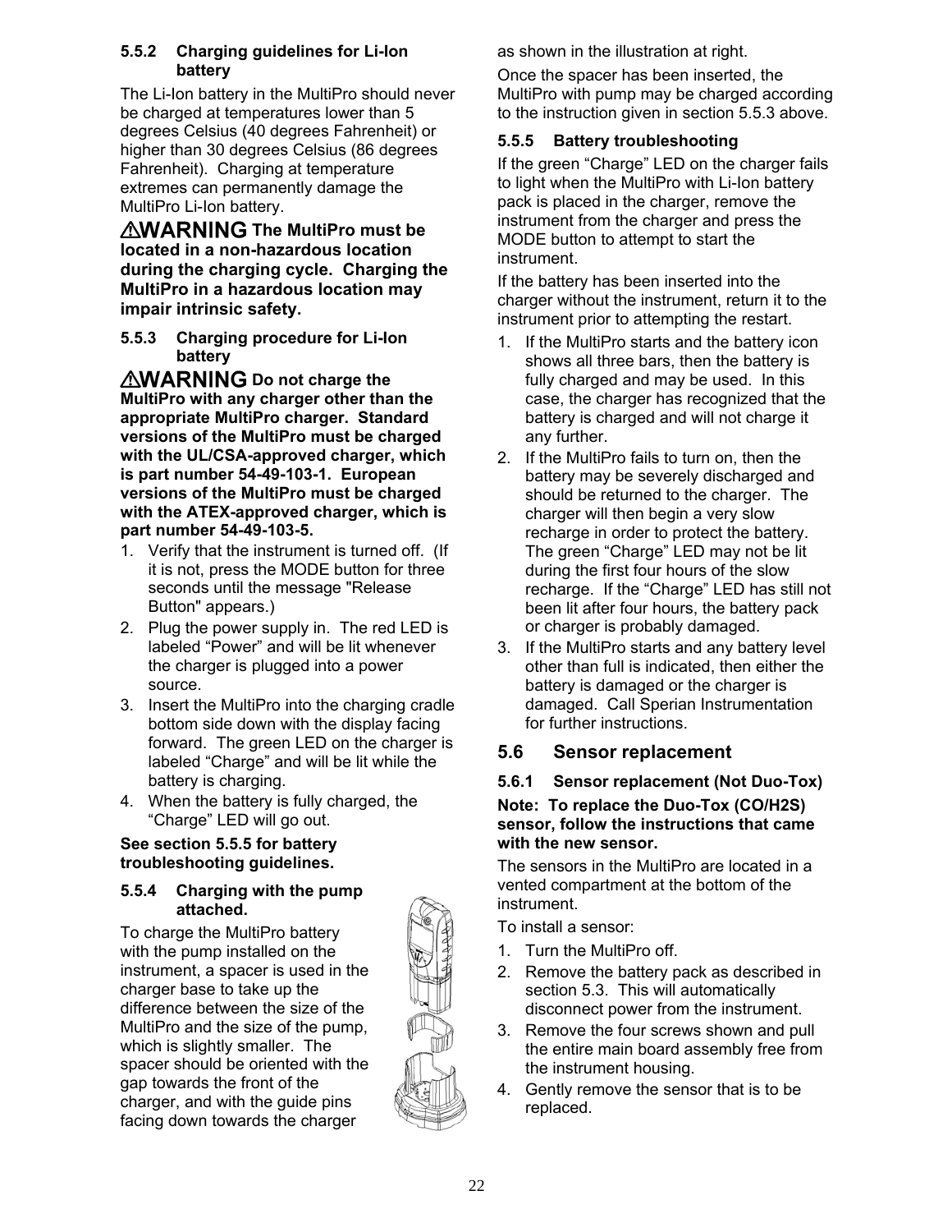### 5.5.2 Charging guidelines for Li-Ion battery

The Li-Ion battery in the MultiPro should never be charged at temperatures lower than 5 degrees Celsius (40 degrees Fahrenheit) or higher than 30 degrees Celsius (86 degrees Fahrenheit). Charging at temperature extremes can permanently damage the MultiPro Li-Ion battery.

**⚠WARNING The MultiPro must be located in a non-hazardous location during the charging cycle. Charging the MultiPro in a hazardous location may impair intrinsic safety.**

### 5.5.3 Charging procedure for Li-Ion battery

**⚠WARNING Do not charge the MultiPro with any charger other than the appropriate MultiPro charger. Standard versions of the MultiPro must be charged with the UL/CSA-approved charger, which is part number 54-49-103-1. European versions of the MultiPro must be charged with the ATEX-approved charger, which is part number 54-49-103-5.**

1. Verify that the instrument is turned off. (If it is not, press the MODE button for three seconds until the message "Release Button" appears.)
2. Plug the power supply in. The red LED is labeled "Power" and will be lit whenever the charger is plugged into a power source.
3. Insert the MultiPro into the charging cradle bottom side down with the display facing forward. The green LED on the charger is labeled "Charge" and will be lit while the battery is charging.
4. When the battery is fully charged, the "Charge" LED will go out.

**See section 5.5.5 for battery troubleshooting guidelines.**

### 5.5.4 Charging with the pump attached.

To charge the MultiPro battery with the pump installed on the instrument, a spacer is used in the charger base to take up the difference between the size of the MultiPro and the size of the pump, which is slightly smaller. The spacer should be oriented with the gap towards the front of the charger, and with the guide pins facing down towards the charger as shown in the illustration at right.

Once the spacer has been inserted, the MultiPro with pump may be charged according to the instruction given in section 5.5.3 above.

### 5.5.5 Battery troubleshooting

If the green "Charge" LED on the charger fails to light when the MultiPro with Li-Ion battery pack is placed in the charger, remove the instrument from the charger and press the MODE button to attempt to start the instrument.

If the battery has been inserted into the charger without the instrument, return it to the instrument prior to attempting the restart.

1. If the MultiPro starts and the battery icon shows all three bars, then the battery is fully charged and may be used. In this case, the charger has recognized that the battery is charged and will not charge it any further.
2. If the MultiPro fails to turn on, then the battery may be severely discharged and should be returned to the charger. The charger will then begin a very slow recharge in order to protect the battery. The green "Charge" LED may not be lit during the first four hours of the slow recharge. If the "Charge" LED has still not been lit after four hours, the battery pack or charger is probably damaged.
3. If the MultiPro starts and any battery level other than full is indicated, then either the battery is damaged or the charger is damaged. Call Sperian Instrumentation for further instructions.

## 5.6 Sensor replacement

### 5.6.1 Sensor replacement (Not Duo-Tox)

**Note: To replace the Duo-Tox (CO/H2S) sensor, follow the instructions that came with the new sensor.**

The sensors in the MultiPro are located in a vented compartment at the bottom of the instrument.

To install a sensor:

1. Turn the MultiPro off.
2. Remove the battery pack as described in section 5.3. This will automatically disconnect power from the instrument.
3. Remove the four screws shown and pull the entire main board assembly free from the instrument housing.
4. Gently remove the sensor that is to be replaced.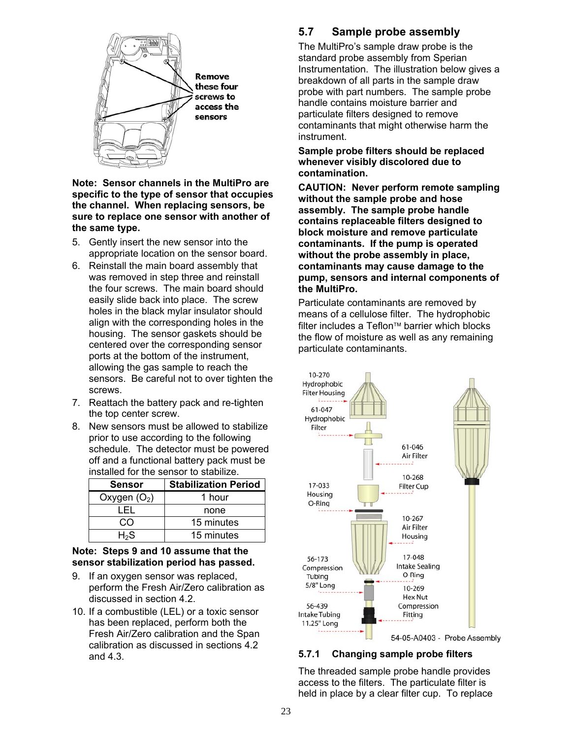Remove these four screws to access the sensors

**Note: Sensor channels in the MultiPro are specific to the type of sensor that occupies the channel. When replacing sensors, be sure to replace one sensor with another of the same type.**

5. Gently insert the new sensor into the appropriate location on the sensor board.
6. Reinstall the main board assembly that was removed in step three and reinstall the four screws. The main board should easily slide back into place. The screw holes in the black mylar insulator should align with the corresponding holes in the housing. The sensor gaskets should be centered over the corresponding sensor ports at the bottom of the instrument, allowing the gas sample to reach the sensors. Be careful not to over tighten the screws.
7. Reattach the battery pack and re-tighten the top center screw.
8. New sensors must be allowed to stabilize prior to use according to the following schedule. The detector must be powered off and a functional battery pack must be installed for the sensor to stabilize.

| Sensor | Stabilization Period |
|---|---|
| Oxygen ($O_2$) | 1 hour |
| LEL | none |
| CO | 15 minutes |
| $H_2S$ | 15 minutes |

**Note: Steps 9 and 10 assume that the sensor stabilization period has passed.**

9. If an oxygen sensor was replaced, perform the Fresh Air/Zero calibration as discussed in section 4.2.
10. If a combustible (LEL) or a toxic sensor has been replaced, perform both the Fresh Air/Zero calibration and the Span calibration as discussed in sections 4.2 and 4.3.

## 5.7 Sample probe assembly

The MultiPro's sample draw probe is the standard probe assembly from Sperian Instrumentation. The illustration below gives a breakdown of all parts in the sample draw probe with part numbers. The sample probe handle contains moisture barrier and particulate filters designed to remove contaminants that might otherwise harm the instrument.

**Sample probe filters should be replaced whenever visibly discolored due to contamination.**

**CAUTION: Never perform remote sampling without the sample probe and hose assembly. The sample probe handle contains replaceable filters designed to block moisture and remove particulate contaminants. If the pump is operated without the probe assembly in place, contaminants may cause damage to the pump, sensors and internal components of the MultiPro.**

Particulate contaminants are removed by means of a cellulose filter. The hydrophobic filter includes a Teflon™ barrier which blocks the flow of moisture as well as any remaining particulate contaminants.

10-270 Hydrophobic Filter Housing
61-047 Hydrophobic Filter
61-046 Air Filter
10-268 Filter Cup
17-033 Housing O-Ring
10-267 Air Filter Housing
56-173 Compression Tubing 5/8" Long
17-048 Intake Sealing O-Ring
10-269 Hex Nut Compression Fitting
56-439 Intake Tubing 11.25" Long

54-05-A0403 - Probe Assembly

### 5.7.1 Changing sample probe filters

The threaded sample probe handle provides access to the filters. The particulate filter is held in place by a clear filter cup. To replace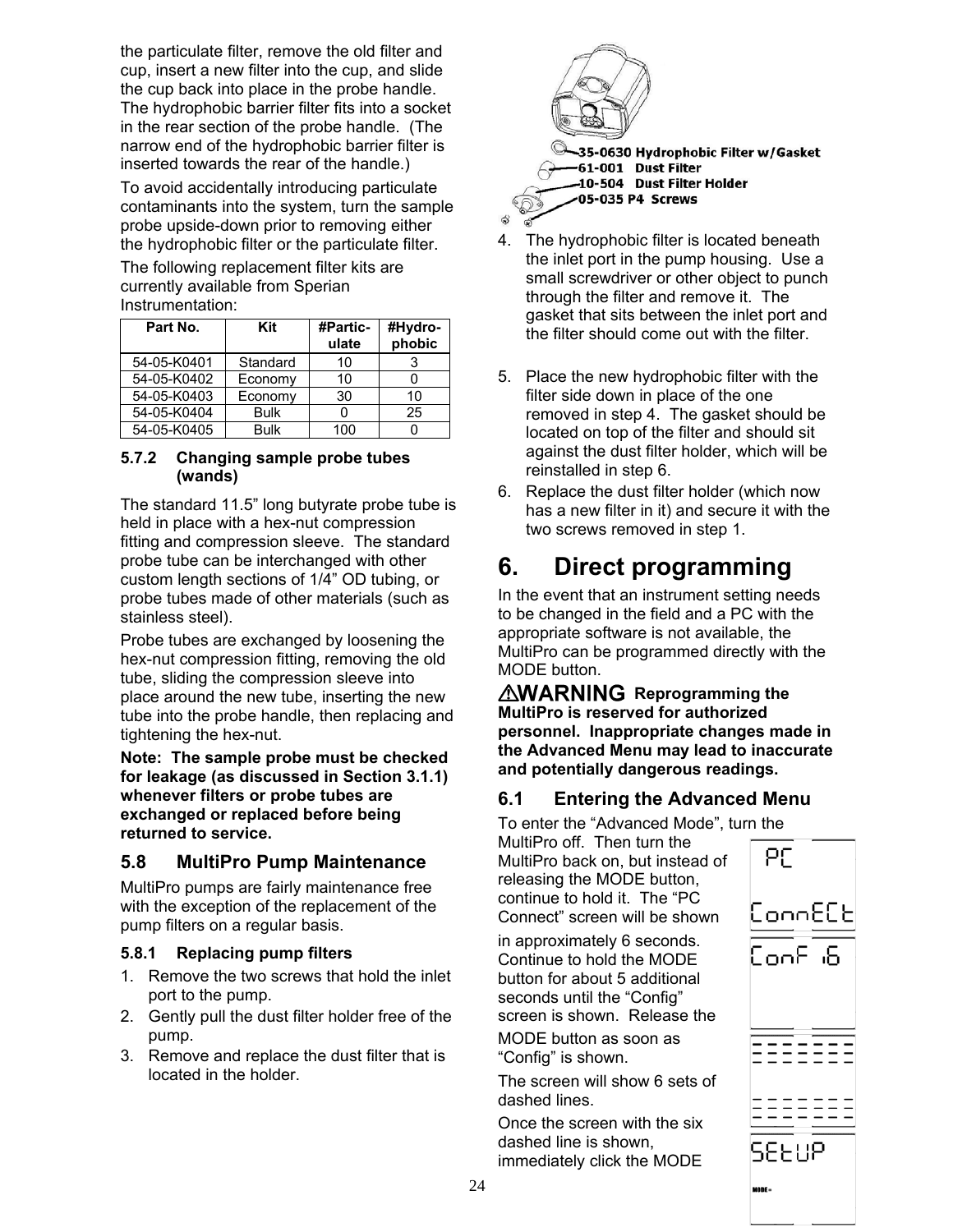the particulate filter, remove the old filter and cup, insert a new filter into the cup, and slide the cup back into place in the probe handle. The hydrophobic barrier filter fits into a socket in the rear section of the probe handle. (The narrow end of the hydrophobic barrier filter is inserted towards the rear of the handle.)

To avoid accidentally introducing particulate contaminants into the system, turn the sample probe upside-down prior to removing either the hydrophobic filter or the particulate filter.

The following replacement filter kits are currently available from Sperian Instrumentation:

| Part No. | Kit | #Partic-ulate | #Hydro-phobic |
|---|---|---|---|
| 54-05-K0401 | Standard | 10 | 3 |
| 54-05-K0402 | Economy | 10 | 0 |
| 54-05-K0403 | Economy | 30 | 10 |
| 54-05-K0404 | Bulk | 0 | 25 |
| 54-05-K0405 | Bulk | 100 | 0 |

### 5.7.2 Changing sample probe tubes (wands)

The standard 11.5" long butyrate probe tube is held in place with a hex-nut compression fitting and compression sleeve. The standard probe tube can be interchanged with other custom length sections of 1/4" OD tubing, or probe tubes made of other materials (such as stainless steel).

Probe tubes are exchanged by loosening the hex-nut compression fitting, removing the old tube, sliding the compression sleeve into place around the new tube, inserting the new tube into the probe handle, then replacing and tightening the hex-nut.

**Note: The sample probe must be checked for leakage (as discussed in Section 3.1.1) whenever filters or probe tubes are exchanged or replaced before being returned to service.**

## 5.8 MultiPro Pump Maintenance

MultiPro pumps are fairly maintenance free with the exception of the replacement of the pump filters on a regular basis.

### 5.8.1 Replacing pump filters

1. Remove the two screws that hold the inlet port to the pump.
2. Gently pull the dust filter holder free of the pump.
3. Remove and replace the dust filter that is located in the holder.

35-0630 Hydrophobic Filter w/Gasket
61-001 Dust Filter
10-504 Dust Filter Holder
05-035 P4 Screws

4. The hydrophobic filter is located beneath the inlet port in the pump housing. Use a small screwdriver or other object to punch through the filter and remove it. The gasket that sits between the inlet port and the filter should come out with the filter.
5. Place the new hydrophobic filter with the filter side down in place of the one removed in step 4. The gasket should be located on top of the filter and should sit against the dust filter holder, which will be reinstalled in step 6.
6. Replace the dust filter holder (which now has a new filter in it) and secure it with the two screws removed in step 1.

# 6. Direct programming

In the event that an instrument setting needs to be changed in the field and a PC with the appropriate software is not available, the MultiPro can be programmed directly with the MODE button.

**⚠WARNING Reprogramming the MultiPro is reserved for authorized personnel. Inappropriate changes made in the Advanced Menu may lead to inaccurate and potentially dangerous readings.**

## 6.1 Entering the Advanced Menu

To enter the "Advanced Mode", turn the MultiPro off. Then turn the MultiPro back on, but instead of releasing the MODE button, continue to hold it. The "PC Connect" screen will be shown in approximately 6 seconds. Continue to hold the MODE button for about 5 additional seconds until the "Config" screen is shown. Release the MODE button as soon as "Config" is shown.

The screen will show 6 sets of dashed lines.

Once the screen with the six dashed line is shown, immediately click the MODE

PC ConnECt

ConF 16

SEtUP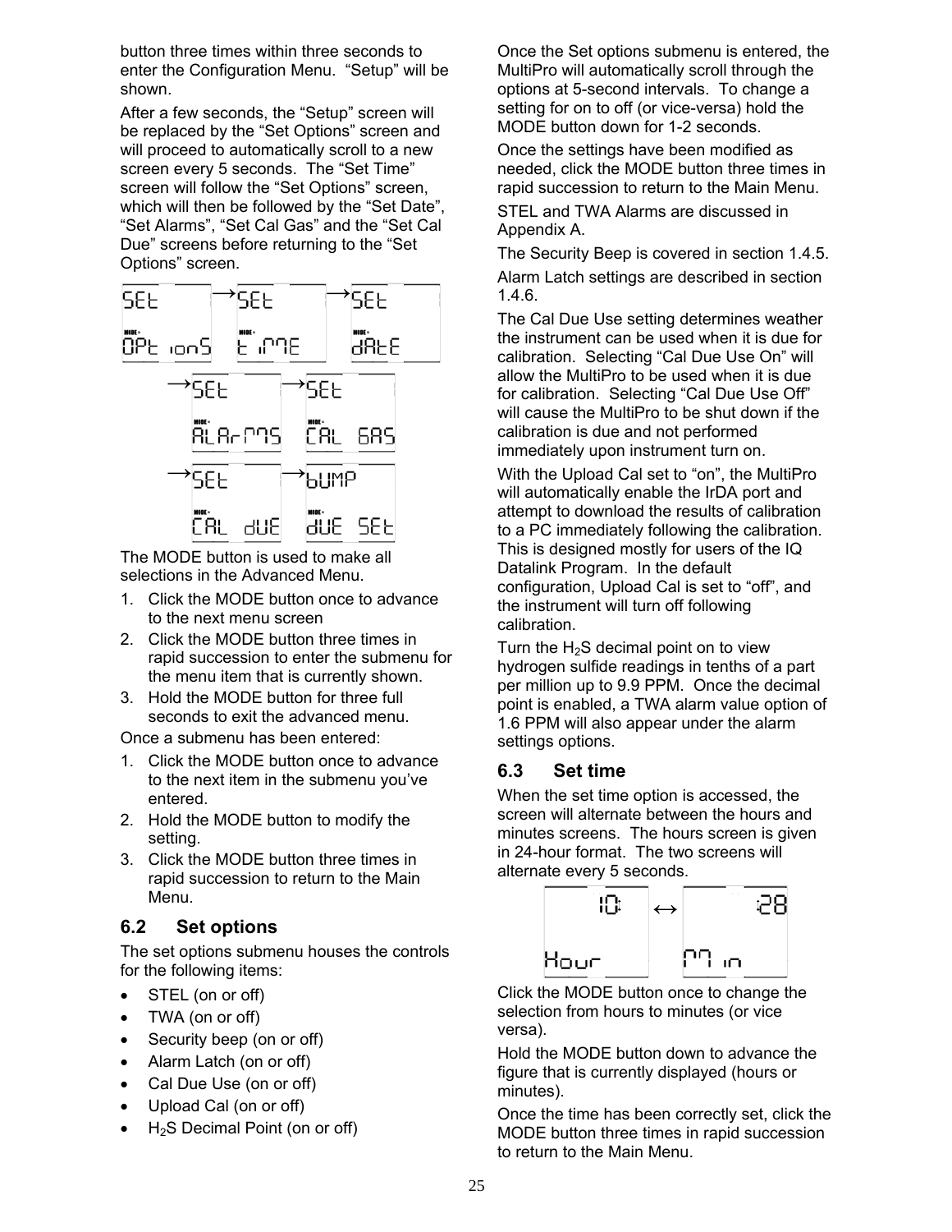button three times within three seconds to enter the Configuration Menu. "Setup" will be shown.

After a few seconds, the "Setup" screen will be replaced by the "Set Options" screen and will proceed to automatically scroll to a new screen every 5 seconds. The "Set Time" screen will follow the "Set Options" screen, which will then be followed by the "Set Date", "Set Alarms", "Set Cal Gas" and the "Set Cal Due" screens before returning to the "Set Options" screen.

The MODE button is used to make all selections in the Advanced Menu.

1. Click the MODE button once to advance to the next menu screen
2. Click the MODE button three times in rapid succession to enter the submenu for the menu item that is currently shown.
3. Hold the MODE button for three full seconds to exit the advanced menu.

Once a submenu has been entered:

1. Click the MODE button once to advance to the next item in the submenu you've entered.
2. Hold the MODE button to modify the setting.
3. Click the MODE button three times in rapid succession to return to the Main Menu.

## 6.2 Set options

The set options submenu houses the controls for the following items:

- STEL (on or off)
- TWA (on or off)
- Security beep (on or off)
- Alarm Latch (on or off)
- Cal Due Use (on or off)
- Upload Cal (on or off)
- $H_2S$ Decimal Point (on or off)

Once the Set options submenu is entered, the MultiPro will automatically scroll through the options at 5-second intervals. To change a setting for on to off (or vice-versa) hold the MODE button down for 1-2 seconds.

Once the settings have been modified as needed, click the MODE button three times in rapid succession to return to the Main Menu.

STEL and TWA Alarms are discussed in Appendix A.

The Security Beep is covered in section 1.4.5.

Alarm Latch settings are described in section 1.4.6.

The Cal Due Use setting determines weather the instrument can be used when it is due for calibration. Selecting "Cal Due Use On" will allow the MultiPro to be used when it is due for calibration. Selecting "Cal Due Use Off" will cause the MultiPro to be shut down if the calibration is due and not performed immediately upon instrument turn on.

With the Upload Cal set to "on", the MultiPro will automatically enable the IrDA port and attempt to download the results of calibration to a PC immediately following the calibration. This is designed mostly for users of the IQ Datalink Program. In the default configuration, Upload Cal is set to "off", and the instrument will turn off following calibration.

Turn the $H_2S$ decimal point on to view hydrogen sulfide readings in tenths of a part per million up to 9.9 PPM. Once the decimal point is enabled, a TWA alarm value option of 1.6 PPM will also appear under the alarm settings options.

## 6.3 Set time

When the set time option is accessed, the screen will alternate between the hours and minutes screens. The hours screen is given in 24-hour format. The two screens will alternate every 5 seconds.

Click the MODE button once to change the selection from hours to minutes (or vice versa).

Hold the MODE button down to advance the figure that is currently displayed (hours or minutes).

Once the time has been correctly set, click the MODE button three times in rapid succession to return to the Main Menu.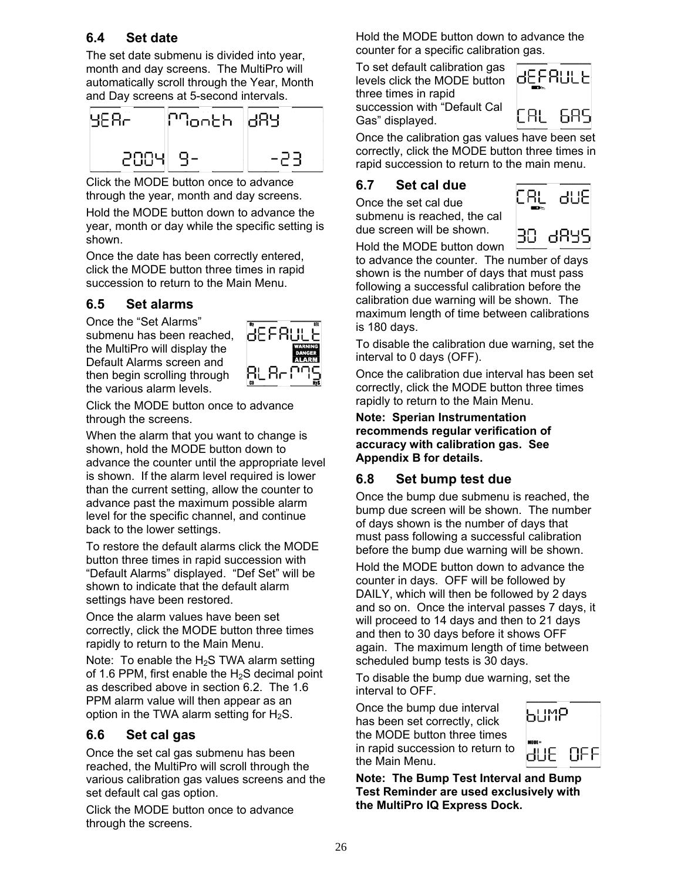## 6.4 Set date

The set date submenu is divided into year, month and day screens. The MultiPro will automatically scroll through the Year, Month and Day screens at 5-second intervals.

Click the MODE button once to advance through the year, month and day screens.

Hold the MODE button down to advance the year, month or day while the specific setting is shown.

Once the date has been correctly entered, click the MODE button three times in rapid succession to return to the Main Menu.

## 6.5 Set alarms

Once the "Set Alarms" submenu has been reached, the MultiPro will display the Default Alarms screen and then begin scrolling through the various alarm levels.

Click the MODE button once to advance through the screens.

When the alarm that you want to change is shown, hold the MODE button down to advance the counter until the appropriate level is shown. If the alarm level required is lower than the current setting, allow the counter to advance past the maximum possible alarm level for the specific channel, and continue back to the lower settings.

To restore the default alarms click the MODE button three times in rapid succession with "Default Alarms" displayed. "Def Set" will be shown to indicate that the default alarm settings have been restored.

Once the alarm values have been set correctly, click the MODE button three times rapidly to return to the Main Menu.

Note: To enable the $H_2S$ TWA alarm setting of 1.6 PPM, first enable the $H_2S$ decimal point as described above in section 6.2. The 1.6 PPM alarm value will then appear as an option in the TWA alarm setting for $H_2S$.

## 6.6 Set cal gas

Once the set cal gas submenu has been reached, the MultiPro will scroll through the various calibration gas values screens and the set default cal gas option.

Click the MODE button once to advance through the screens.

Hold the MODE button down to advance the counter for a specific calibration gas.

To set default calibration gas levels click the MODE button three times in rapid succession with "Default Cal Gas" displayed.

Once the calibration gas values have been set correctly, click the MODE button three times in rapid succession to return to the main menu.

## 6.7 Set cal due

Once the set cal due submenu is reached, the cal due screen will be shown.

Hold the MODE button down to advance the counter. The number of days shown is the number of days that must pass following a successful calibration before the calibration due warning will be shown. The maximum length of time between calibrations is 180 days.

To disable the calibration due warning, set the interval to 0 days (OFF).

Once the calibration due interval has been set correctly, click the MODE button three times rapidly to return to the Main Menu.

**Note: Sperian Instrumentation recommends regular verification of accuracy with calibration gas. See Appendix B for details.**

## 6.8 Set bump test due

Once the bump due submenu is reached, the bump due screen will be shown. The number of days shown is the number of days that must pass following a successful calibration before the bump due warning will be shown.

Hold the MODE button down to advance the counter in days. OFF will be followed by DAILY, which will then be followed by 2 days and so on. Once the interval passes 7 days, it will proceed to 14 days and then to 21 days and then to 30 days before it shows OFF again. The maximum length of time between scheduled bump tests is 30 days.

To disable the bump due warning, set the interval to OFF.

Once the bump due interval has been set correctly, click the MODE button three times in rapid succession to return to the Main Menu.

**Note: The Bump Test Interval and Bump Test Reminder are used exclusively with the MultiPro IQ Express Dock.**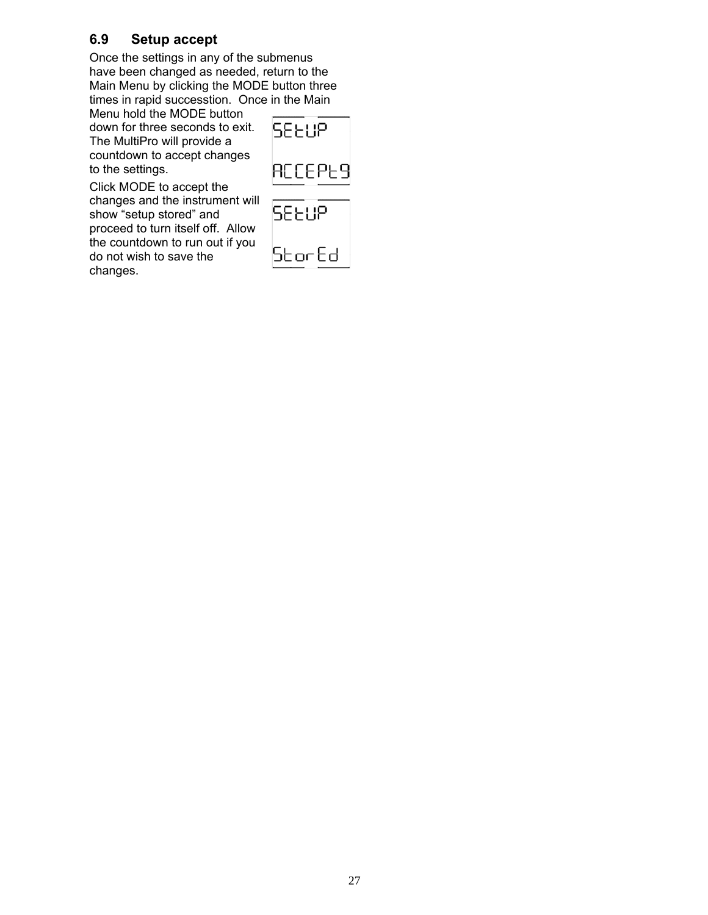## 6.9 Setup accept

Once the settings in any of the submenus have been changed as needed, return to the Main Menu by clicking the MODE button three times in rapid successtion. Once in the Main Menu hold the MODE button down for three seconds to exit. The MultiPro will provide a countdown to accept changes to the settings.

SEtUP
ACCEPt9

Click MODE to accept the changes and the instrument will show "setup stored" and proceed to turn itself off. Allow the countdown to run out if you do not wish to save the changes.

SEtUP
StorEd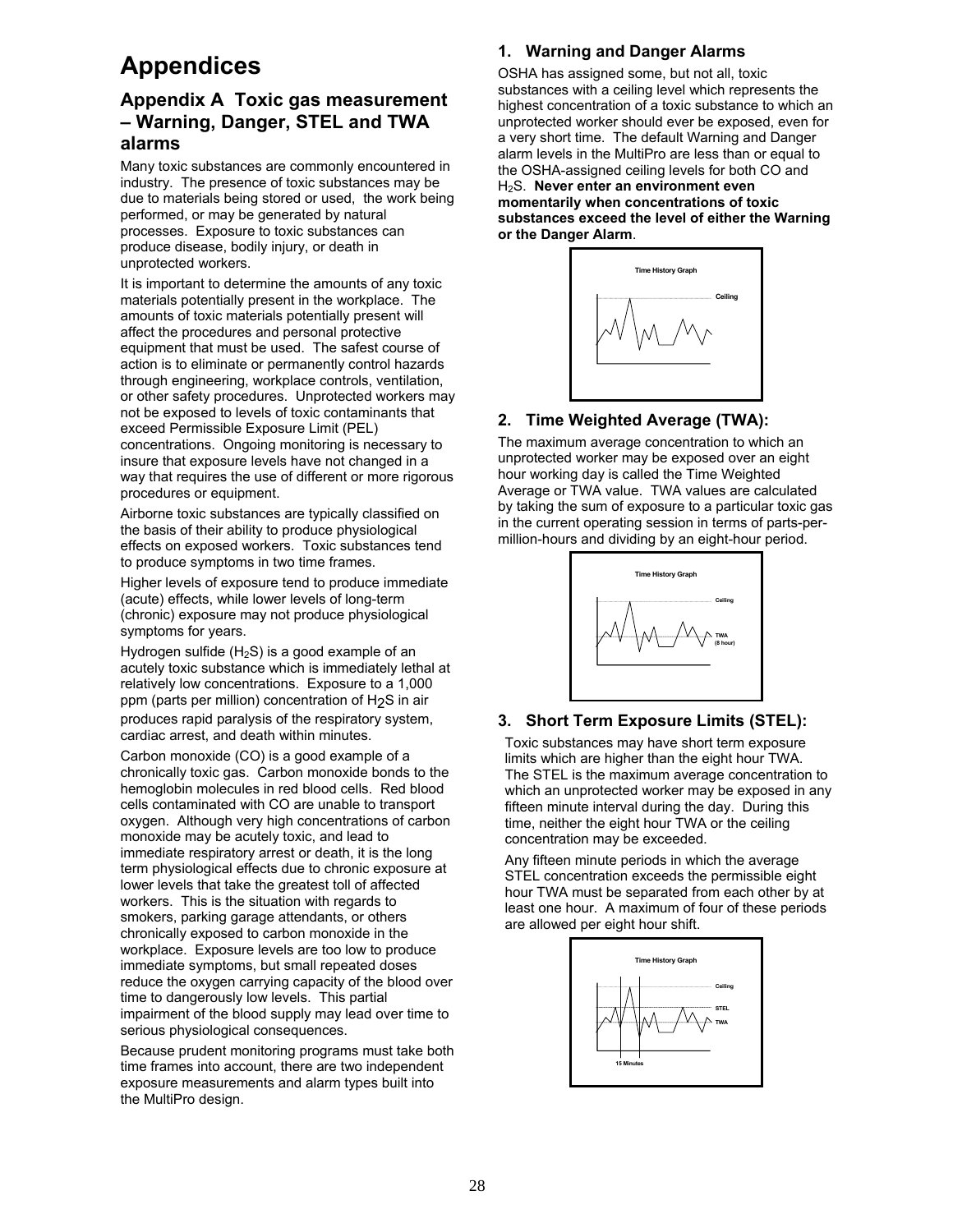# Appendices

## Appendix A Toxic gas measurement – Warning, Danger, STEL and TWA alarms

Many toxic substances are commonly encountered in industry. The presence of toxic substances may be due to materials being stored or used, the work being performed, or may be generated by natural processes. Exposure to toxic substances can produce disease, bodily injury, or death in unprotected workers.

It is important to determine the amounts of any toxic materials potentially present in the workplace. The amounts of toxic materials potentially present will affect the procedures and personal protective equipment that must be used. The safest course of action is to eliminate or permanently control hazards through engineering, workplace controls, ventilation, or other safety procedures. Unprotected workers may not be exposed to levels of toxic contaminants that exceed Permissible Exposure Limit (PEL) concentrations. Ongoing monitoring is necessary to insure that exposure levels have not changed in a way that requires the use of different or more rigorous procedures or equipment.

Airborne toxic substances are typically classified on the basis of their ability to produce physiological effects on exposed workers. Toxic substances tend to produce symptoms in two time frames.

Higher levels of exposure tend to produce immediate (acute) effects, while lower levels of long-term (chronic) exposure may not produce physiological symptoms for years.

Hydrogen sulfide ($H_2S$) is a good example of an acutely toxic substance which is immediately lethal at relatively low concentrations. Exposure to a 1,000 ppm (parts per million) concentration of $H_2S$ in air produces rapid paralysis of the respiratory system, cardiac arrest, and death within minutes.

Carbon monoxide (CO) is a good example of a chronically toxic gas. Carbon monoxide bonds to the hemoglobin molecules in red blood cells. Red blood cells contaminated with CO are unable to transport oxygen. Although very high concentrations of carbon monoxide may be acutely toxic, and lead to immediate respiratory arrest or death, it is the long term physiological effects due to chronic exposure at lower levels that take the greatest toll of affected workers. This is the situation with regards to smokers, parking garage attendants, or others chronically exposed to carbon monoxide in the workplace. Exposure levels are too low to produce immediate symptoms, but small repeated doses reduce the oxygen carrying capacity of the blood over time to dangerously low levels. This partial impairment of the blood supply may lead over time to serious physiological consequences.

Because prudent monitoring programs must take both time frames into account, there are two independent exposure measurements and alarm types built into the MultiPro design.

### 1. Warning and Danger Alarms

OSHA has assigned some, but not all, toxic substances with a ceiling level which represents the highest concentration of a toxic substance to which an unprotected worker should ever be exposed, even for a very short time. The default Warning and Danger alarm levels in the MultiPro are less than or equal to the OSHA-assigned ceiling levels for both CO and $H_2S$. **Never enter an environment even momentarily when concentrations of toxic substances exceed the level of either the Warning or the Danger Alarm**.

Time History Graph

Ceiling

### 2. Time Weighted Average (TWA):

The maximum average concentration to which an unprotected worker may be exposed over an eight hour working day is called the Time Weighted Average or TWA value. TWA values are calculated by taking the sum of exposure to a particular toxic gas in the current operating session in terms of parts-per-million-hours and dividing by an eight-hour period.

Time History Graph

Ceiling

TWA (8 hour)

### 3. Short Term Exposure Limits (STEL):

Toxic substances may have short term exposure limits which are higher than the eight hour TWA. The STEL is the maximum average concentration to which an unprotected worker may be exposed in any fifteen minute interval during the day. During this time, neither the eight hour TWA or the ceiling concentration may be exceeded.

Any fifteen minute periods in which the average STEL concentration exceeds the permissible eight hour TWA must be separated from each other by at least one hour. A maximum of four of these periods are allowed per eight hour shift.

Time History Graph

Ceiling

STEL

TWA

15 Minutes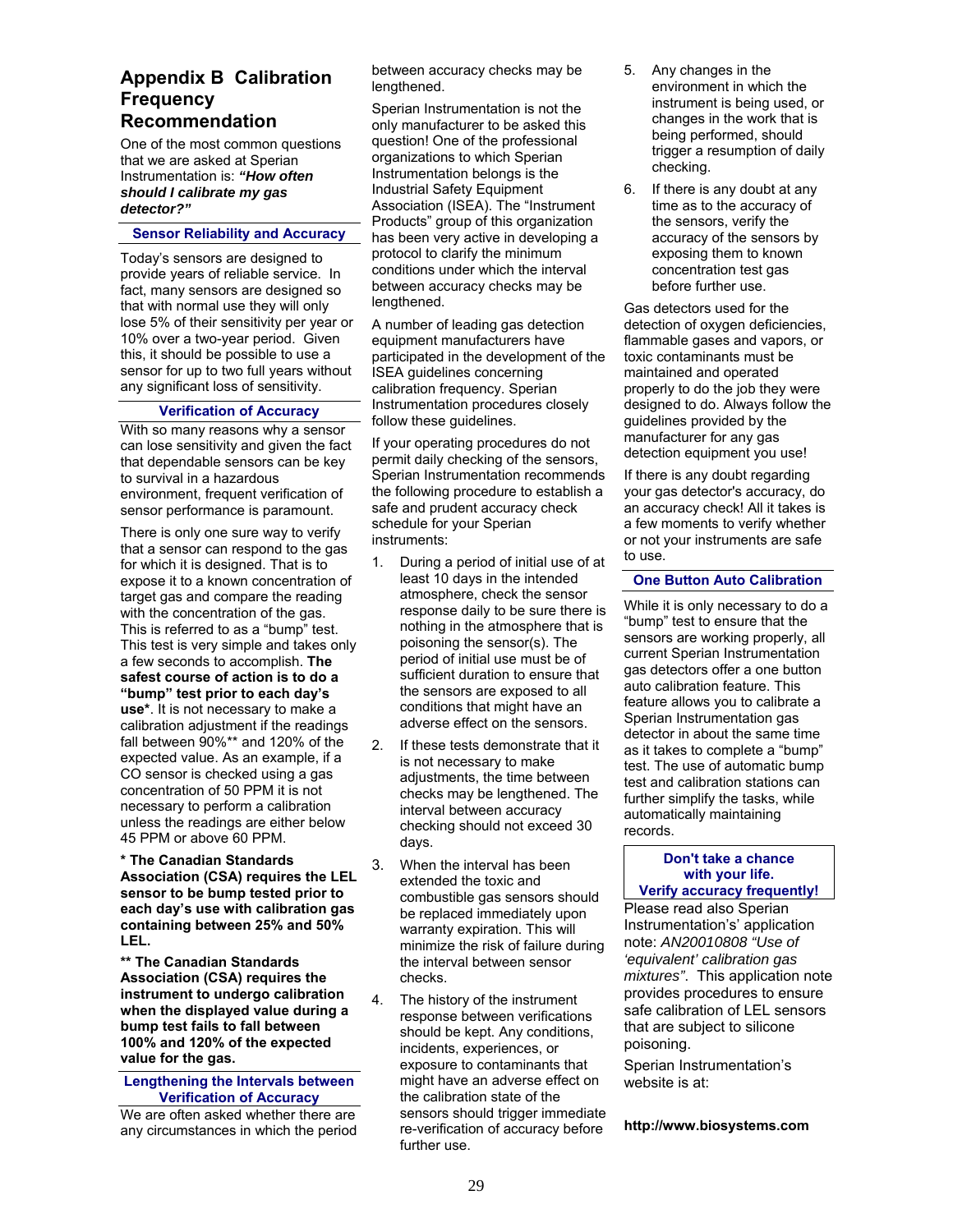# Appendix B Calibration Frequency Recommendation

One of the most common questions that we are asked at Sperian Instrumentation is: ***"How often should I calibrate my gas detector?"***

## Sensor Reliability and Accuracy

Today's sensors are designed to provide years of reliable service. In fact, many sensors are designed so that with normal use they will only lose 5% of their sensitivity per year or 10% over a two-year period. Given this, it should be possible to use a sensor for up to two full years without any significant loss of sensitivity.

## Verification of Accuracy

With so many reasons why a sensor can lose sensitivity and given the fact that dependable sensors can be key to survival in a hazardous environment, frequent verification of sensor performance is paramount.

There is only one sure way to verify that a sensor can respond to the gas for which it is designed. That is to expose it to a known concentration of target gas and compare the reading with the concentration of the gas. This is referred to as a "bump" test. This test is very simple and takes only a few seconds to accomplish. **The safest course of action is to do a "bump" test prior to each day's use***. It is not necessary to make a calibration adjustment if the readings fall between 90%** and 120% of the expected value. As an example, if a CO sensor is checked using a gas concentration of 50 PPM it is not necessary to perform a calibration unless the readings are either below 45 PPM or above 60 PPM.

**\* The Canadian Standards Association (CSA) requires the LEL sensor to be bump tested prior to each day's use with calibration gas containing between 25% and 50% LEL.**

**\*\* The Canadian Standards Association (CSA) requires the instrument to undergo calibration when the displayed value during a bump test fails to fall between 100% and 120% of the expected value for the gas.**

## Lengthening the Intervals between Verification of Accuracy

We are often asked whether there are any circumstances in which the period between accuracy checks may be lengthened.

Sperian Instrumentation is not the only manufacturer to be asked this question! One of the professional organizations to which Sperian Instrumentation belongs is the Industrial Safety Equipment Association (ISEA). The "Instrument Products" group of this organization has been very active in developing a protocol to clarify the minimum conditions under which the interval between accuracy checks may be lengthened.

A number of leading gas detection equipment manufacturers have participated in the development of the ISEA guidelines concerning calibration frequency. Sperian Instrumentation procedures closely follow these guidelines.

If your operating procedures do not permit daily checking of the sensors, Sperian Instrumentation recommends the following procedure to establish a safe and prudent accuracy check schedule for your Sperian instruments:

1. During a period of initial use of at least 10 days in the intended atmosphere, check the sensor response daily to be sure there is nothing in the atmosphere that is poisoning the sensor(s). The period of initial use must be of sufficient duration to ensure that the sensors are exposed to all conditions that might have an adverse effect on the sensors.
2. If these tests demonstrate that it is not necessary to make adjustments, the time between checks may be lengthened. The interval between accuracy checking should not exceed 30 days.
3. When the interval has been extended the toxic and combustible gas sensors should be replaced immediately upon warranty expiration. This will minimize the risk of failure during the interval between sensor checks.
4. The history of the instrument response between verifications should be kept. Any conditions, incidents, experiences, or exposure to contaminants that might have an adverse effect on the calibration state of the sensors should trigger immediate re-verification of accuracy before further use.
5. Any changes in the environment in which the instrument is being used, or changes in the work that is being performed, should trigger a resumption of daily checking.
6. If there is any doubt at any time as to the accuracy of the sensors, verify the accuracy of the sensors by exposing them to known concentration test gas before further use.

Gas detectors used for the detection of oxygen deficiencies, flammable gases and vapors, or toxic contaminants must be maintained and operated properly to do the job they were designed to do. Always follow the guidelines provided by the manufacturer for any gas detection equipment you use!

If there is any doubt regarding your gas detector's accuracy, do an accuracy check! All it takes is a few moments to verify whether or not your instruments are safe to use.

## One Button Auto Calibration

While it is only necessary to do a "bump" test to ensure that the sensors are working properly, all current Sperian Instrumentation gas detectors offer a one button auto calibration feature. This feature allows you to calibrate a Sperian Instrumentation gas detector in about the same time as it takes to complete a "bump" test. The use of automatic bump test and calibration stations can further simplify the tasks, while automatically maintaining records.

**Don't take a chance with your life. Verify accuracy frequently!**

Please read also Sperian Instrumentation's application note: *AN20010808 "Use of 'equivalent' calibration gas mixtures"*. This application note provides procedures to ensure safe calibration of LEL sensors that are subject to silicone poisoning.

Sperian Instrumentation's website is at:

**http://www.biosystems.com**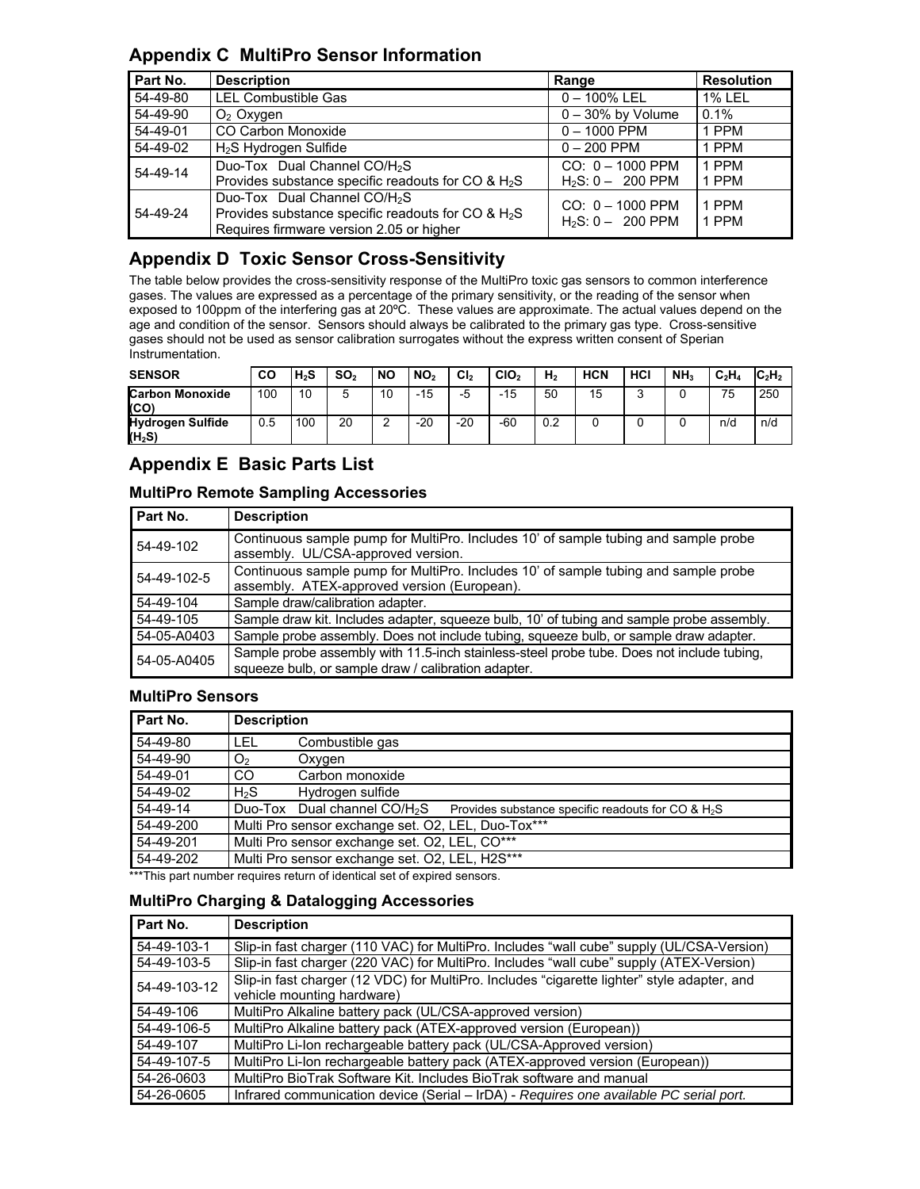## Appendix C  MultiPro Sensor Information

| Part No. | Description | Range | Resolution |
|---|---|---|---|
| 54-49-80 | LEL Combustible Gas | 0 – 100% LEL | 1% LEL |
| 54-49-90 | $O_2$ Oxygen | 0 – 30% by Volume | 0.1% |
| 54-49-01 | CO Carbon Monoxide | 0 – 1000 PPM | 1 PPM |
| 54-49-02 | $H_2S$ Hydrogen Sulfide | 0 – 200 PPM | 1 PPM |
| 54-49-14 | Duo-Tox  Dual Channel CO/$H_2S$<br>Provides substance specific readouts for CO & $H_2S$ | CO: 0 – 1000 PPM<br>$H_2S$: 0 – 200 PPM | 1 PPM<br>1 PPM |
| 54-49-24 | Duo-Tox  Dual Channel CO/$H_2S$<br>Provides substance specific readouts for CO & $H_2S$<br>Requires firmware version 2.05 or higher | CO: 0 – 1000 PPM<br>$H_2S$: 0 – 200 PPM | 1 PPM<br>1 PPM |

## Appendix D  Toxic Sensor Cross-Sensitivity

The table below provides the cross-sensitivity response of the MultiPro toxic gas sensors to common interference gases. The values are expressed as a percentage of the primary sensitivity, or the reading of the sensor when exposed to 100ppm of the interfering gas at 20ºC. These values are approximate. The actual values depend on the age and condition of the sensor. Sensors should always be calibrated to the primary gas type. Cross-sensitive gases should not be used as sensor calibration surrogates without the express written consent of Sperian Instrumentation.

| SENSOR | CO | $H_2S$ | $SO_2$ | NO | $NO_2$ | $Cl_2$ | $ClO_2$ | $H_2$ | HCN | HCl | $NH_3$ | $C_2H_4$ | $C_2H_2$ |
|---|---|---|---|---|---|---|---|---|---|---|---|---|---|
| **Carbon Monoxide (CO)** | 100 | 10 | 5 | 10 | -15 | -5 | -15 | 50 | 15 | 3 | 0 | 75 | 250 |
| **Hydrogen Sulfide ($H_2S$)** | 0.5 | 100 | 20 | 2 | -20 | -20 | -60 | 0.2 | 0 | 0 | 0 | n/d | n/d |

## Appendix E  Basic Parts List

### MultiPro Remote Sampling Accessories

| Part No. | Description |
|---|---|
| 54-49-102 | Continuous sample pump for MultiPro. Includes 10' of sample tubing and sample probe assembly. UL/CSA-approved version. |
| 54-49-102-5 | Continuous sample pump for MultiPro. Includes 10' of sample tubing and sample probe assembly. ATEX-approved version (European). |
| 54-49-104 | Sample draw/calibration adapter. |
| 54-49-105 | Sample draw kit. Includes adapter, squeeze bulb, 10' of tubing and sample probe assembly. |
| 54-05-A0403 | Sample probe assembly. Does not include tubing, squeeze bulb, or sample draw adapter. |
| 54-05-A0405 | Sample probe assembly with 11.5-inch stainless-steel probe tube. Does not include tubing, squeeze bulb, or sample draw / calibration adapter. |

### MultiPro Sensors

| Part No. | Description |
|---|---|
| 54-49-80 | LEL  Combustible gas |
| 54-49-90 | $O_2$  Oxygen |
| 54-49-01 | CO  Carbon monoxide |
| 54-49-02 | $H_2S$  Hydrogen sulfide |
| 54-49-14 | Duo-Tox  Dual channel CO/$H_2S$  Provides substance specific readouts for CO & $H_2S$ |
| 54-49-200 | Multi Pro sensor exchange set. O2, LEL, Duo-Tox*** |
| 54-49-201 | Multi Pro sensor exchange set. O2, LEL, CO*** |
| 54-49-202 | Multi Pro sensor exchange set. O2, LEL, H2S*** |

***This part number requires return of identical set of expired sensors.

### MultiPro Charging & Datalogging Accessories

| Part No. | Description |
|---|---|
| 54-49-103-1 | Slip-in fast charger (110 VAC) for MultiPro. Includes "wall cube" supply (UL/CSA-Version) |
| 54-49-103-5 | Slip-in fast charger (220 VAC) for MultiPro. Includes "wall cube" supply (ATEX-Version) |
| 54-49-103-12 | Slip-in fast charger (12 VDC) for MultiPro. Includes "cigarette lighter" style adapter, and vehicle mounting hardware) |
| 54-49-106 | MultiPro Alkaline battery pack (UL/CSA-approved version) |
| 54-49-106-5 | MultiPro Alkaline battery pack (ATEX-approved version (European)) |
| 54-49-107 | MultiPro Li-Ion rechargeable battery pack (UL/CSA-Approved version) |
| 54-49-107-5 | MultiPro Li-Ion rechargeable battery pack (ATEX-approved version (European)) |
| 54-26-0603 | MultiPro BioTrak Software Kit. Includes BioTrak software and manual |
| 54-26-0605 | Infrared communication device (Serial – IrDA) - *Requires one available PC serial port.* |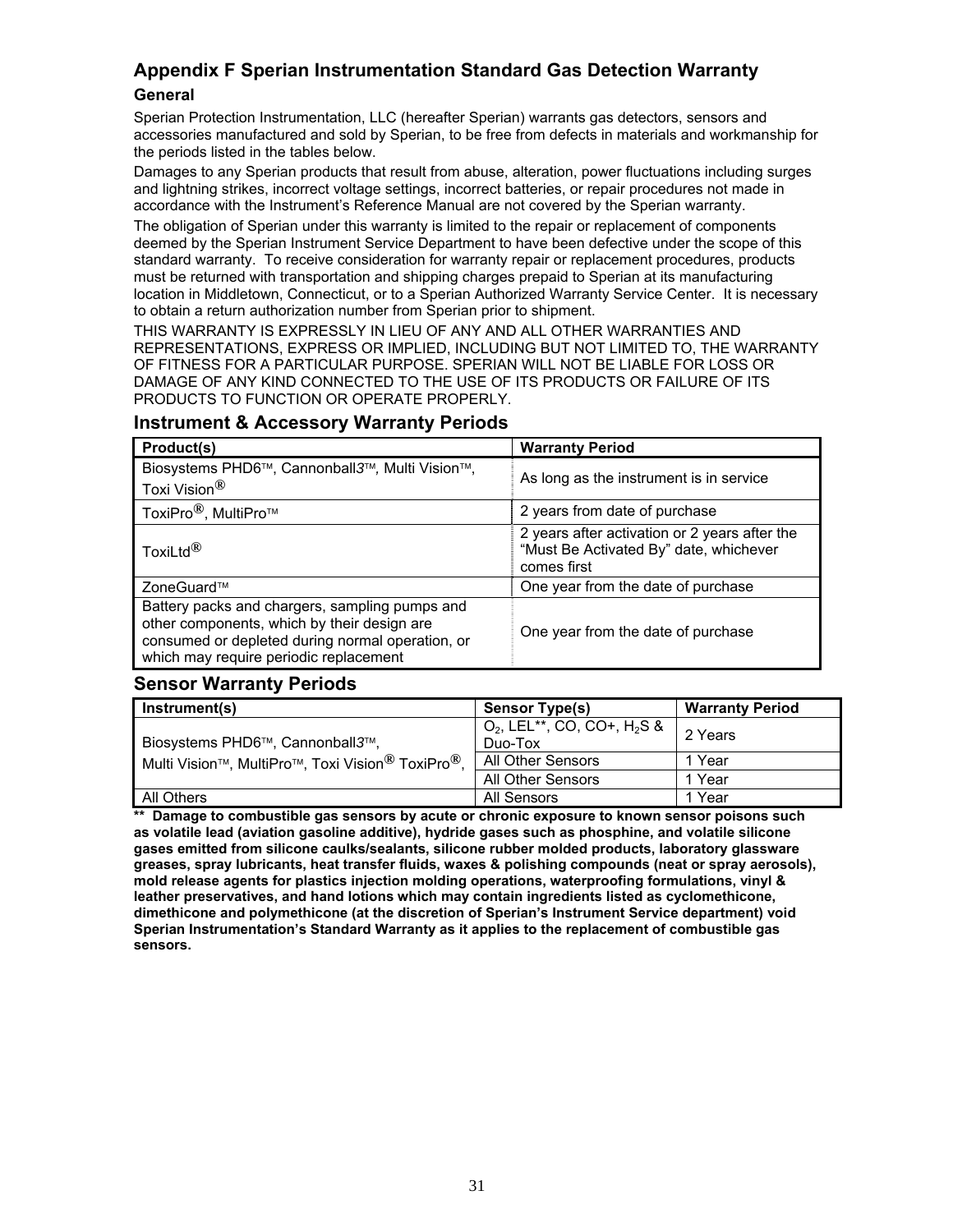## Appendix F Sperian Instrumentation Standard Gas Detection Warranty

### General

Sperian Protection Instrumentation, LLC (hereafter Sperian) warrants gas detectors, sensors and accessories manufactured and sold by Sperian, to be free from defects in materials and workmanship for the periods listed in the tables below.

Damages to any Sperian products that result from abuse, alteration, power fluctuations including surges and lightning strikes, incorrect voltage settings, incorrect batteries, or repair procedures not made in accordance with the Instrument's Reference Manual are not covered by the Sperian warranty.

The obligation of Sperian under this warranty is limited to the repair or replacement of components deemed by the Sperian Instrument Service Department to have been defective under the scope of this standard warranty. To receive consideration for warranty repair or replacement procedures, products must be returned with transportation and shipping charges prepaid to Sperian at its manufacturing location in Middletown, Connecticut, or to a Sperian Authorized Warranty Service Center. It is necessary to obtain a return authorization number from Sperian prior to shipment.

THIS WARRANTY IS EXPRESSLY IN LIEU OF ANY AND ALL OTHER WARRANTIES AND REPRESENTATIONS, EXPRESS OR IMPLIED, INCLUDING BUT NOT LIMITED TO, THE WARRANTY OF FITNESS FOR A PARTICULAR PURPOSE. SPERIAN WILL NOT BE LIABLE FOR LOSS OR DAMAGE OF ANY KIND CONNECTED TO THE USE OF ITS PRODUCTS OR FAILURE OF ITS PRODUCTS TO FUNCTION OR OPERATE PROPERLY.

### Instrument & Accessory Warranty Periods

| Product(s) | Warranty Period |
|---|---|
| Biosystems PHD6™, Cannonball3™, Multi Vision™, Toxi Vision® | As long as the instrument is in service |
| ToxiPro®, MultiPro™ | 2 years from date of purchase |
| ToxiLtd® | 2 years after activation or 2 years after the "Must Be Activated By" date, whichever comes first |
| ZoneGuard™ | One year from the date of purchase |
| Battery packs and chargers, sampling pumps and other components, which by their design are consumed or depleted during normal operation, or which may require periodic replacement | One year from the date of purchase |

### Sensor Warranty Periods

| Instrument(s) | Sensor Type(s) | Warranty Period |
|---|---|---|
| Biosystems PHD6™, Cannonball3™, Multi Vision™, MultiPro™, Toxi Vision® ToxiPro®, | $O_2$, LEL**, CO, CO+, $H_2S$ & Duo-Tox | 2 Years |
| | All Other Sensors | 1 Year |
| | All Other Sensors | 1 Year |
| All Others | All Sensors | 1 Year |

**\*\* Damage to combustible gas sensors by acute or chronic exposure to known sensor poisons such as volatile lead (aviation gasoline additive), hydride gases such as phosphine, and volatile silicone gases emitted from silicone caulks/sealants, silicone rubber molded products, laboratory glassware greases, spray lubricants, heat transfer fluids, waxes & polishing compounds (neat or spray aerosols), mold release agents for plastics injection molding operations, waterproofing formulations, vinyl & leather preservatives, and hand lotions which may contain ingredients listed as cyclomethicone, dimethicone and polymethicone (at the discretion of Sperian's Instrument Service department) void Sperian Instrumentation's Standard Warranty as it applies to the replacement of combustible gas sensors.**